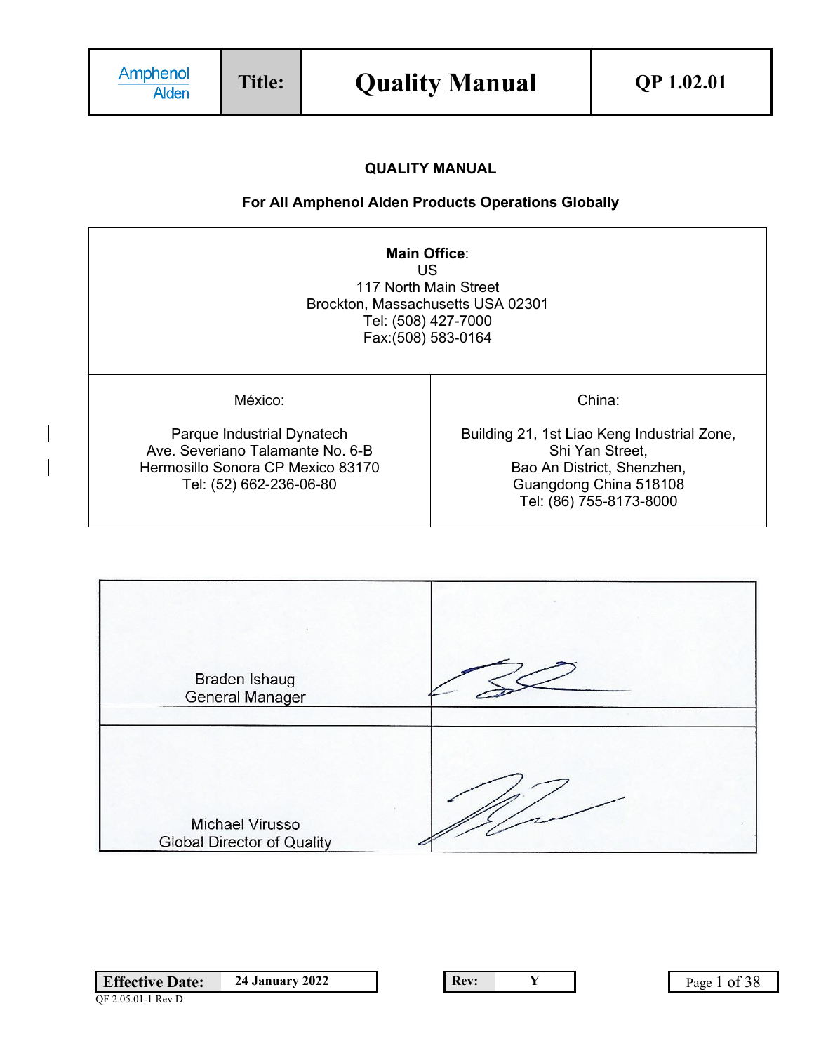# QUALITY MANUAL

## For All Amphenol Alden Products Operations Globally

| **Main Office**: US 117 North Main Street Brockton, Massachusetts USA 02301 Tel: (508) 427-7000 Fax:(508) 583-0164 | |
|---|---|
| México: Parque Industrial Dynatech Ave. Severiano Talamante No. 6-B Hermosillo Sonora CP Mexico 83170 Tel: (52) 662-236-06-80 | China: Building 21, 1st Liao Keng Industrial Zone, Shi Yan Street, Bao An District, Shenzhen, Guangdong China 518108 Tel: (86) 755-8173-8000 |

| Name / Title | Signature |
|---|---|
| Braden Ishaug General Manager | (signed) |
| Michael Virusso Global Director of Quality | (signed) |

**Effective Date:** 24 January 2022

**Rev:** Y

QF 2.05.01-1 Rev D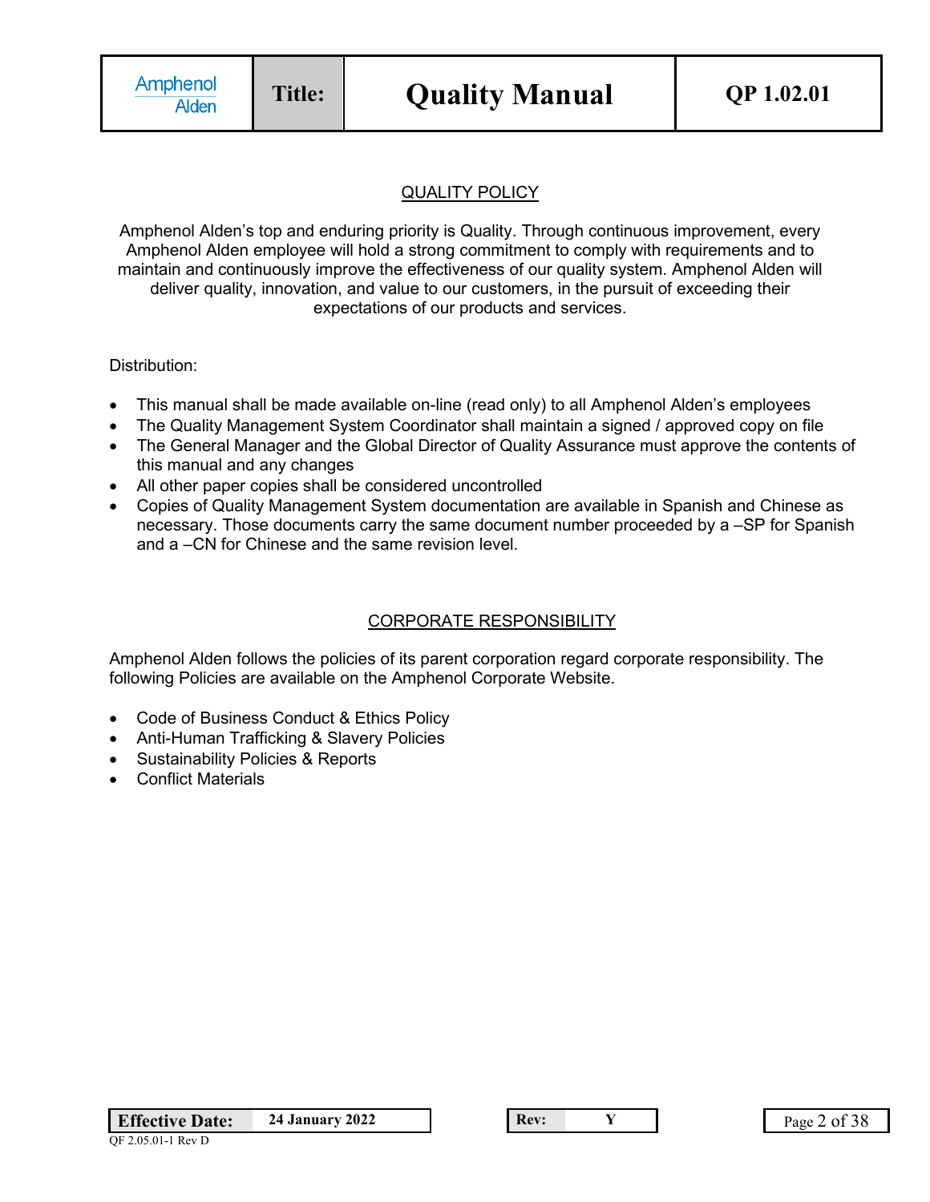## QUALITY POLICY

Amphenol Alden's top and enduring priority is Quality. Through continuous improvement, every Amphenol Alden employee will hold a strong commitment to comply with requirements and to maintain and continuously improve the effectiveness of our quality system. Amphenol Alden will deliver quality, innovation, and value to our customers, in the pursuit of exceeding their expectations of our products and services.

Distribution:

- This manual shall be made available on-line (read only) to all Amphenol Alden's employees
- The Quality Management System Coordinator shall maintain a signed / approved copy on file
- The General Manager and the Global Director of Quality Assurance must approve the contents of this manual and any changes
- All other paper copies shall be considered uncontrolled
- Copies of Quality Management System documentation are available in Spanish and Chinese as necessary. Those documents carry the same document number proceeded by a –SP for Spanish and a –CN for Chinese and the same revision level.

## CORPORATE RESPONSIBILITY

Amphenol Alden follows the policies of its parent corporation regard corporate responsibility. The following Policies are available on the Amphenol Corporate Website.

- Code of Business Conduct & Ethics Policy
- Anti-Human Trafficking & Slavery Policies
- Sustainability Policies & Reports
- Conflict Materials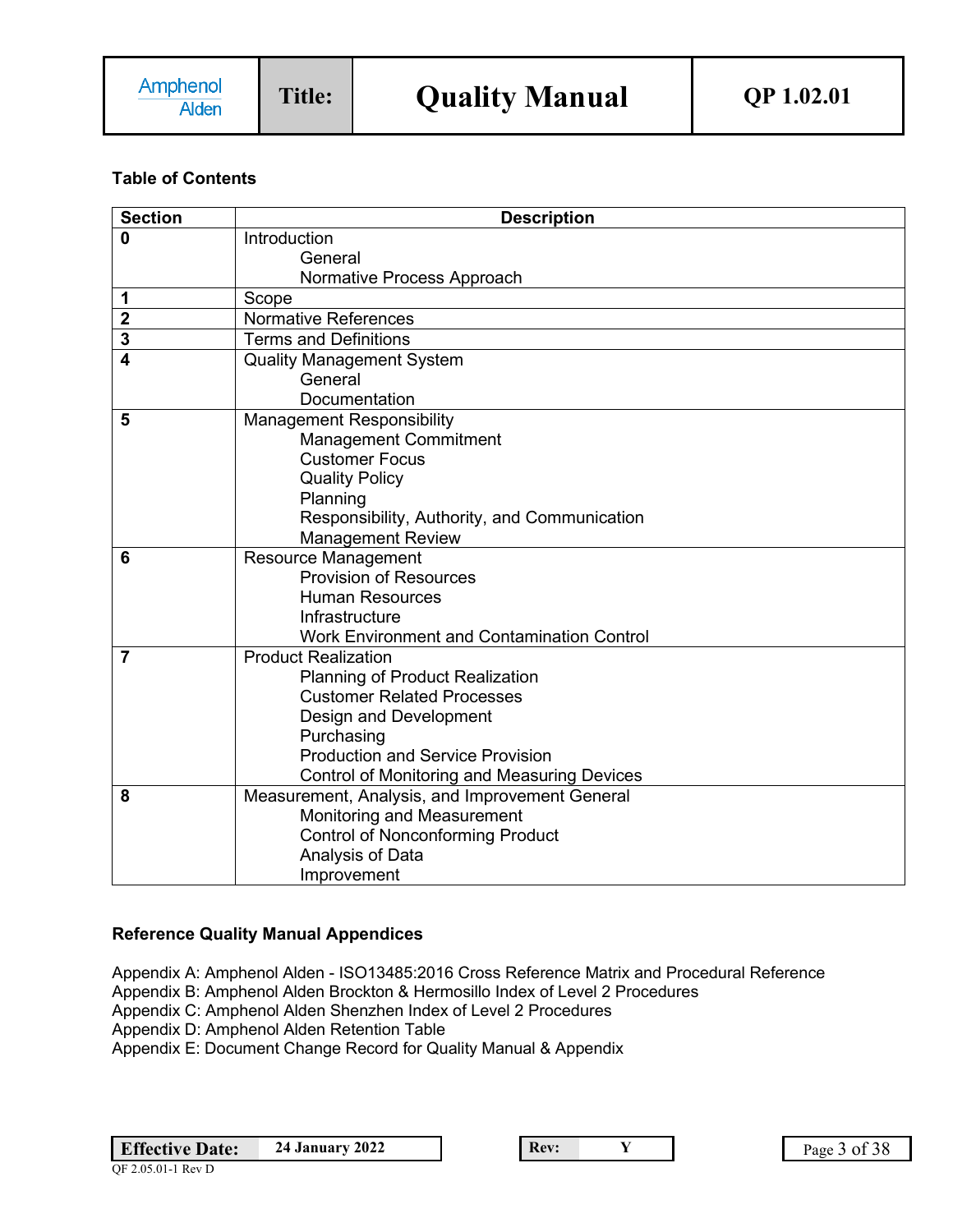**Table of Contents**

| Section | Description |
| --- | --- |
| **0** | Introduction<br>General<br>Normative Process Approach |
| **1** | Scope |
| **2** | Normative References |
| **3** | Terms and Definitions |
| **4** | Quality Management System<br>General<br>Documentation |
| **5** | Management Responsibility<br>Management Commitment<br>Customer Focus<br>Quality Policy<br>Planning<br>Responsibility, Authority, and Communication<br>Management Review |
| **6** | Resource Management<br>Provision of Resources<br>Human Resources<br>Infrastructure<br>Work Environment and Contamination Control |
| **7** | Product Realization<br>Planning of Product Realization<br>Customer Related Processes<br>Design and Development<br>Purchasing<br>Production and Service Provision<br>Control of Monitoring and Measuring Devices |
| **8** | Measurement, Analysis, and Improvement General<br>Monitoring and Measurement<br>Control of Nonconforming Product<br>Analysis of Data<br>Improvement |

**Reference Quality Manual Appendices**

Appendix A: Amphenol Alden - ISO13485:2016 Cross Reference Matrix and Procedural Reference
Appendix B: Amphenol Alden Brockton & Hermosillo Index of Level 2 Procedures
Appendix C: Amphenol Alden Shenzhen Index of Level 2 Procedures
Appendix D: Amphenol Alden Retention Table
Appendix E: Document Change Record for Quality Manual & Appendix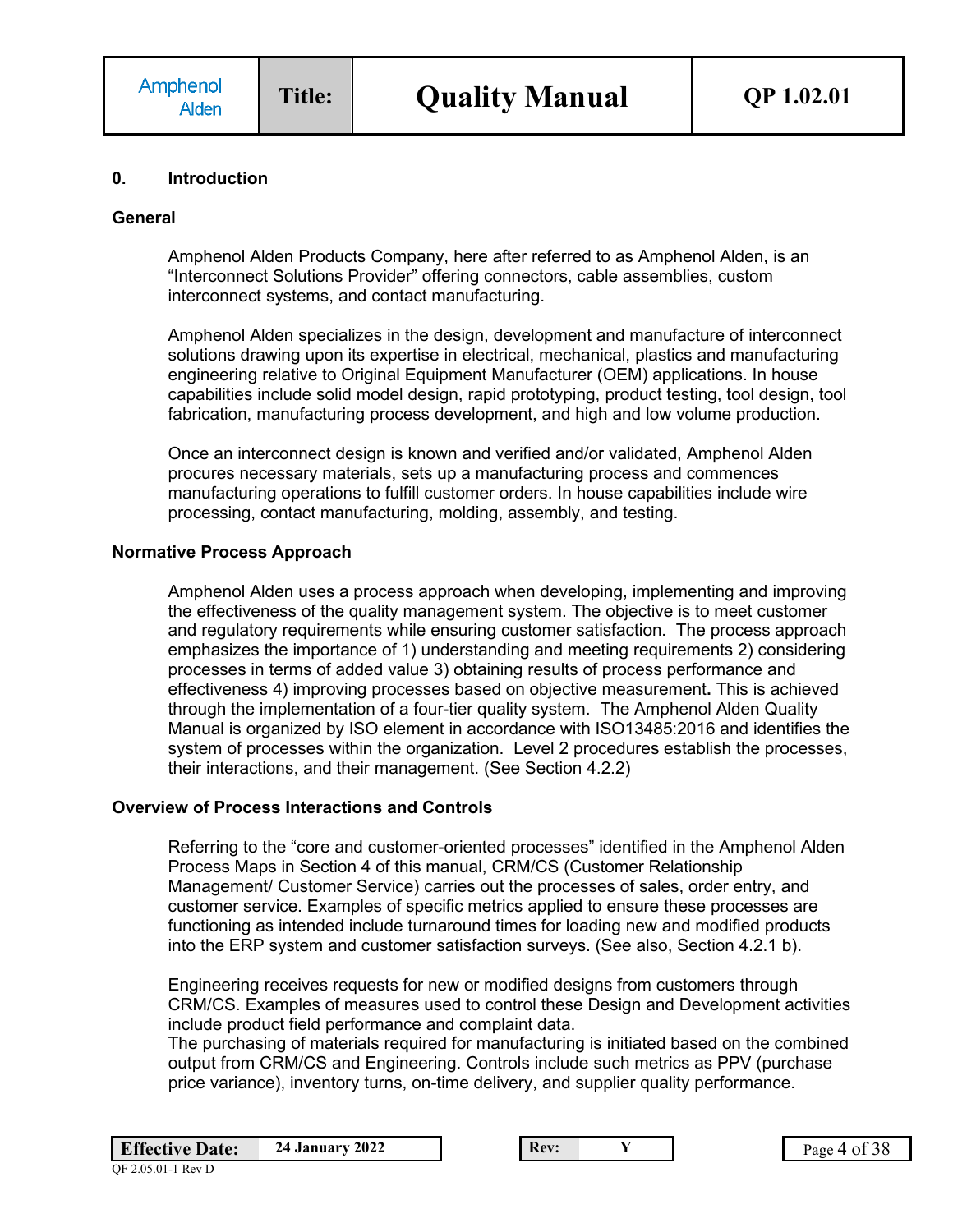## 0. Introduction

### General

Amphenol Alden Products Company, here after referred to as Amphenol Alden, is an “Interconnect Solutions Provider” offering connectors, cable assemblies, custom interconnect systems, and contact manufacturing.

Amphenol Alden specializes in the design, development and manufacture of interconnect solutions drawing upon its expertise in electrical, mechanical, plastics and manufacturing engineering relative to Original Equipment Manufacturer (OEM) applications. In house capabilities include solid model design, rapid prototyping, product testing, tool design, tool fabrication, manufacturing process development, and high and low volume production.

Once an interconnect design is known and verified and/or validated, Amphenol Alden procures necessary materials, sets up a manufacturing process and commences manufacturing operations to fulfill customer orders. In house capabilities include wire processing, contact manufacturing, molding, assembly, and testing.

### Normative Process Approach

Amphenol Alden uses a process approach when developing, implementing and improving the effectiveness of the quality management system. The objective is to meet customer and regulatory requirements while ensuring customer satisfaction. The process approach emphasizes the importance of 1) understanding and meeting requirements 2) considering processes in terms of added value 3) obtaining results of process performance and effectiveness 4) improving processes based on objective measurement**.** This is achieved through the implementation of a four-tier quality system. The Amphenol Alden Quality Manual is organized by ISO element in accordance with ISO13485:2016 and identifies the system of processes within the organization. Level 2 procedures establish the processes, their interactions, and their management. (See Section 4.2.2)

### Overview of Process Interactions and Controls

Referring to the “core and customer-oriented processes” identified in the Amphenol Alden Process Maps in Section 4 of this manual, CRM/CS (Customer Relationship Management/ Customer Service) carries out the processes of sales, order entry, and customer service. Examples of specific metrics applied to ensure these processes are functioning as intended include turnaround times for loading new and modified products into the ERP system and customer satisfaction surveys. (See also, Section 4.2.1 b).

Engineering receives requests for new or modified designs from customers through CRM/CS. Examples of measures used to control these Design and Development activities include product field performance and complaint data.
The purchasing of materials required for manufacturing is initiated based on the combined output from CRM/CS and Engineering. Controls include such metrics as PPV (purchase price variance), inventory turns, on-time delivery, and supplier quality performance.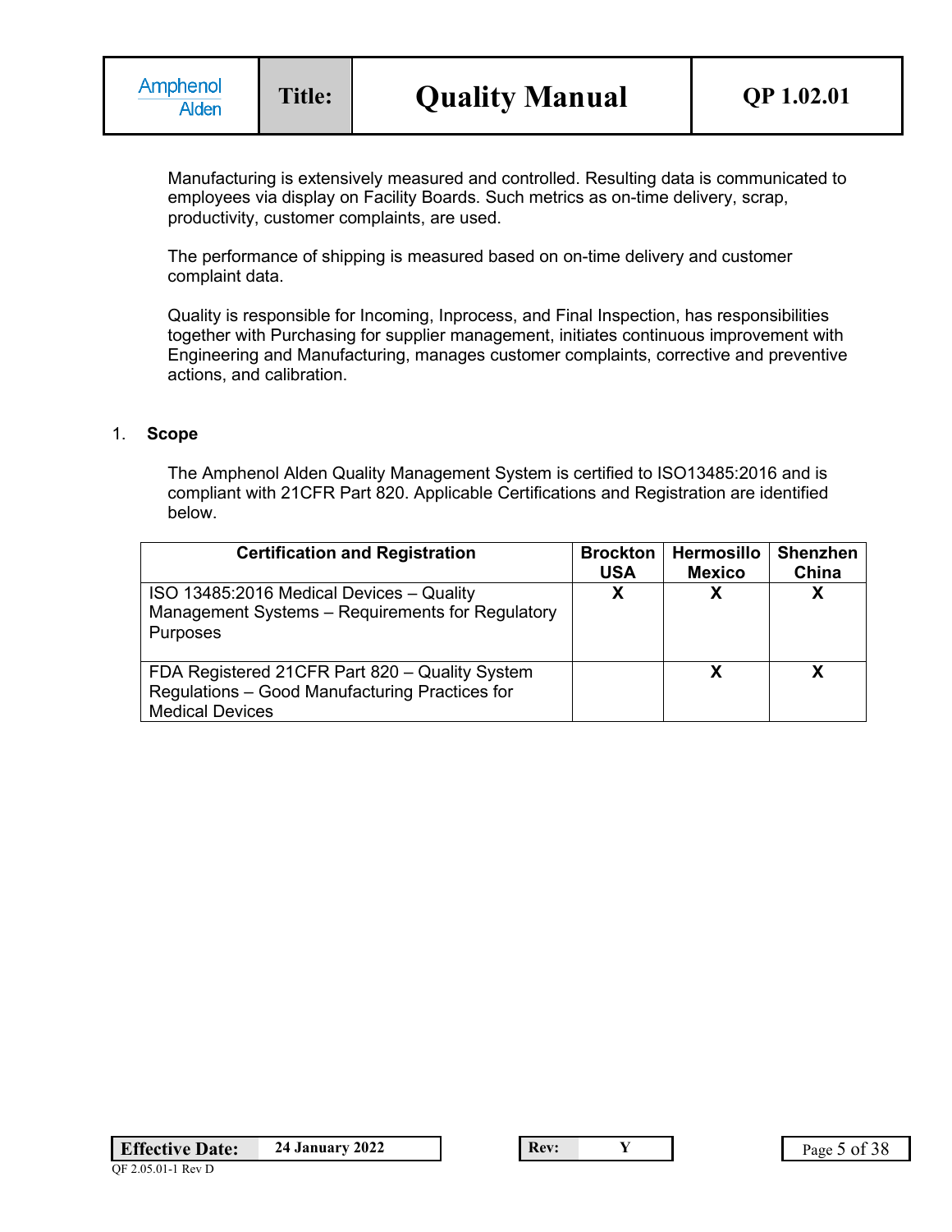Manufacturing is extensively measured and controlled. Resulting data is communicated to employees via display on Facility Boards. Such metrics as on-time delivery, scrap, productivity, customer complaints, are used.

The performance of shipping is measured based on on-time delivery and customer complaint data.

Quality is responsible for Incoming, Inprocess, and Final Inspection, has responsibilities together with Purchasing for supplier management, initiates continuous improvement with Engineering and Manufacturing, manages customer complaints, corrective and preventive actions, and calibration.

## 1. Scope

The Amphenol Alden Quality Management System is certified to ISO13485:2016 and is compliant with 21CFR Part 820. Applicable Certifications and Registration are identified below.

| Certification and Registration | Brockton USA | Hermosillo Mexico | Shenzhen China |
|---|---|---|---|
| ISO 13485:2016 Medical Devices – Quality Management Systems – Requirements for Regulatory Purposes | X | X | X |
| FDA Registered 21CFR Part 820 – Quality System Regulations – Good Manufacturing Practices for Medical Devices | | X | X |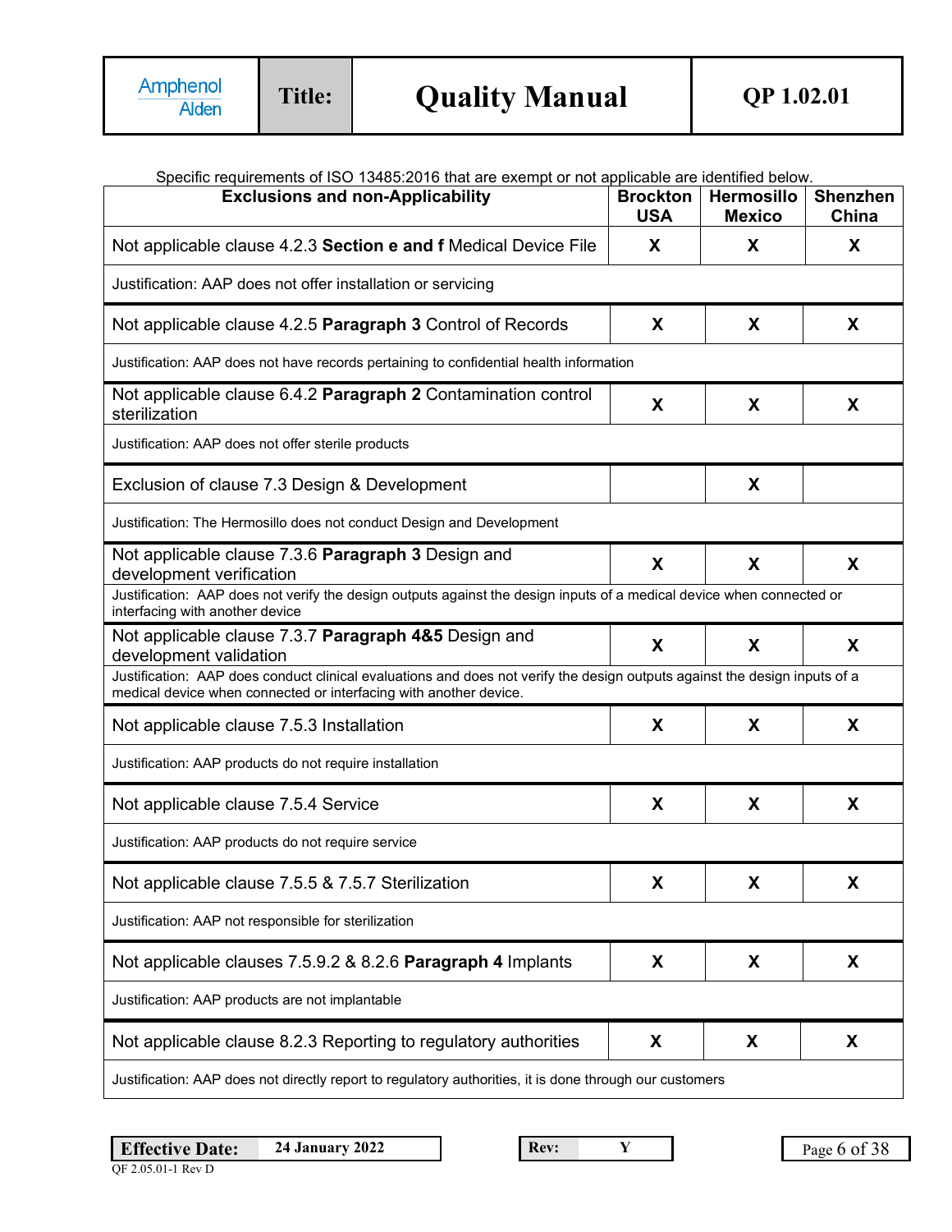Specific requirements of ISO 13485:2016 that are exempt or not applicable are identified below.

| Exclusions and non-Applicability | Brockton USA | Hermosillo Mexico | Shenzhen China |
|---|---|---|---|
| Not applicable clause 4.2.3 **Section e and f** Medical Device File | X | X | X |
| Justification: AAP does not offer installation or servicing | | | |
| Not applicable clause 4.2.5 **Paragraph 3** Control of Records | X | X | X |
| Justification: AAP does not have records pertaining to confidential health information | | | |
| Not applicable clause 6.4.2 **Paragraph 2** Contamination control sterilization | X | X | X |
| Justification: AAP does not offer sterile products | | | |
| Exclusion of clause 7.3 Design & Development | | X | |
| Justification: The Hermosillo does not conduct Design and Development | | | |
| Not applicable clause 7.3.6 **Paragraph 3** Design and development verification | X | X | X |
| Justification: AAP does not verify the design outputs against the design inputs of a medical device when connected or interfacing with another device | | | |
| Not applicable clause 7.3.7 **Paragraph 4&5** Design and development validation | X | X | X |
| Justification: AAP does conduct clinical evaluations and does not verify the design outputs against the design inputs of a medical device when connected or interfacing with another device. | | | |
| Not applicable clause 7.5.3 Installation | X | X | X |
| Justification: AAP products do not require installation | | | |
| Not applicable clause 7.5.4 Service | X | X | X |
| Justification: AAP products do not require service | | | |
| Not applicable clause 7.5.5 & 7.5.7 Sterilization | X | X | X |
| Justification: AAP not responsible for sterilization | | | |
| Not applicable clauses 7.5.9.2 & 8.2.6 **Paragraph 4** Implants | X | X | X |
| Justification: AAP products are not implantable | | | |
| Not applicable clause 8.2.3 Reporting to regulatory authorities | X | X | X |
| Justification: AAP does not directly report to regulatory authorities, it is done through our customers | | | |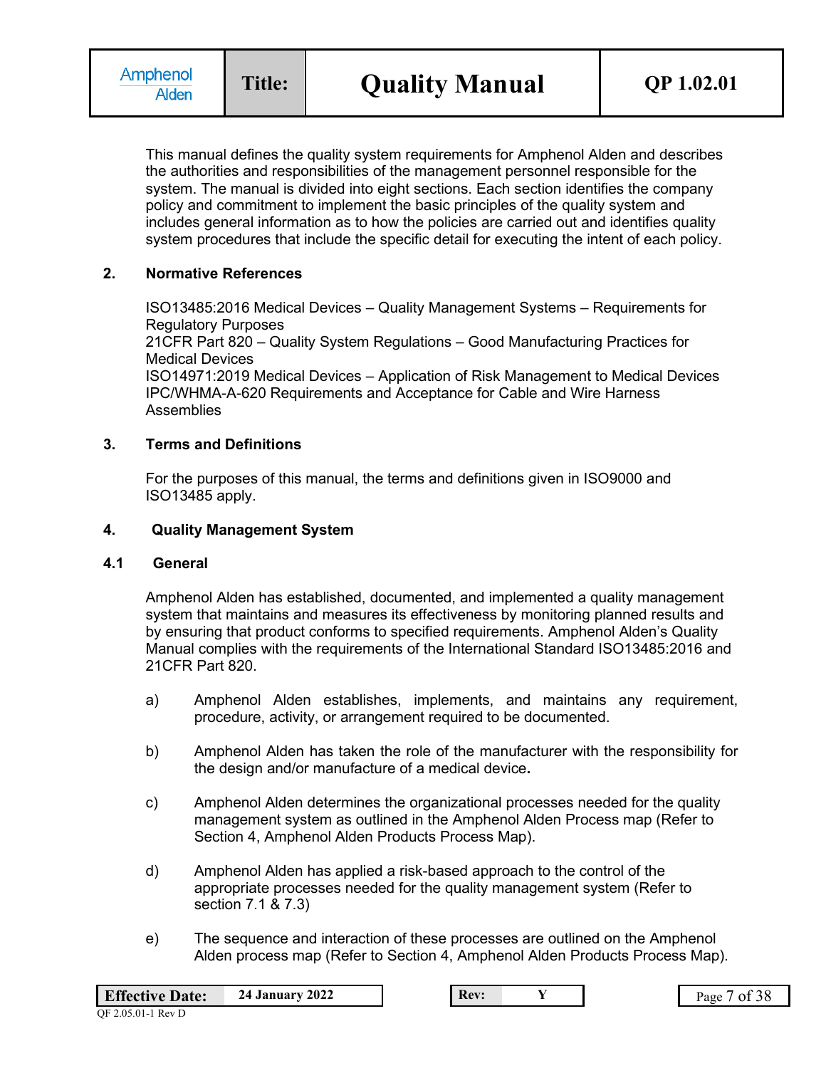This manual defines the quality system requirements for Amphenol Alden and describes the authorities and responsibilities of the management personnel responsible for the system. The manual is divided into eight sections. Each section identifies the company policy and commitment to implement the basic principles of the quality system and includes general information as to how the policies are carried out and identifies quality system procedures that include the specific detail for executing the intent of each policy.

## 2. Normative References

ISO13485:2016 Medical Devices – Quality Management Systems – Requirements for Regulatory Purposes
21CFR Part 820 – Quality System Regulations – Good Manufacturing Practices for Medical Devices
ISO14971:2019 Medical Devices – Application of Risk Management to Medical Devices
IPC/WHMA-A-620 Requirements and Acceptance for Cable and Wire Harness Assemblies

## 3. Terms and Definitions

For the purposes of this manual, the terms and definitions given in ISO9000 and ISO13485 apply.

## 4. Quality Management System

### 4.1 General

Amphenol Alden has established, documented, and implemented a quality management system that maintains and measures its effectiveness by monitoring planned results and by ensuring that product conforms to specified requirements. Amphenol Alden's Quality Manual complies with the requirements of the International Standard ISO13485:2016 and 21CFR Part 820.

a) Amphenol Alden establishes, implements, and maintains any requirement, procedure, activity, or arrangement required to be documented.

b) Amphenol Alden has taken the role of the manufacturer with the responsibility for the design and/or manufacture of a medical device**.**

c) Amphenol Alden determines the organizational processes needed for the quality management system as outlined in the Amphenol Alden Process map (Refer to Section 4, Amphenol Alden Products Process Map).

d) Amphenol Alden has applied a risk-based approach to the control of the appropriate processes needed for the quality management system (Refer to section 7.1 & 7.3)

e) The sequence and interaction of these processes are outlined on the Amphenol Alden process map (Refer to Section 4, Amphenol Alden Products Process Map).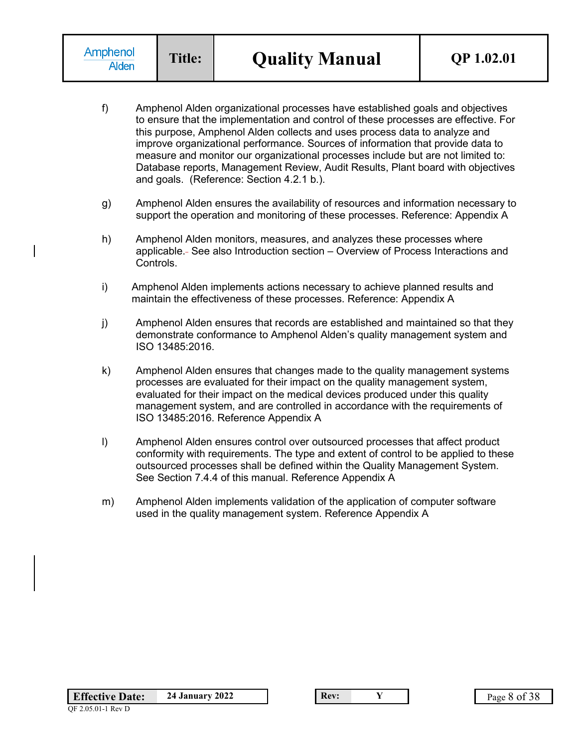f) Amphenol Alden organizational processes have established goals and objectives to ensure that the implementation and control of these processes are effective. For this purpose, Amphenol Alden collects and uses process data to analyze and improve organizational performance. Sources of information that provide data to measure and monitor our organizational processes include but are not limited to: Database reports, Management Review, Audit Results, Plant board with objectives and goals. (Reference: Section 4.2.1 b.).

g) Amphenol Alden ensures the availability of resources and information necessary to support the operation and monitoring of these processes. Reference: Appendix A

h) Amphenol Alden monitors, measures, and analyzes these processes where applicable. See also Introduction section – Overview of Process Interactions and Controls.

i) Amphenol Alden implements actions necessary to achieve planned results and maintain the effectiveness of these processes. Reference: Appendix A

j) Amphenol Alden ensures that records are established and maintained so that they demonstrate conformance to Amphenol Alden's quality management system and ISO 13485:2016.

k) Amphenol Alden ensures that changes made to the quality management systems processes are evaluated for their impact on the quality management system, evaluated for their impact on the medical devices produced under this quality management system, and are controlled in accordance with the requirements of ISO 13485:2016. Reference Appendix A

l) Amphenol Alden ensures control over outsourced processes that affect product conformity with requirements. The type and extent of control to be applied to these outsourced processes shall be defined within the Quality Management System. See Section 7.4.4 of this manual. Reference Appendix A

m) Amphenol Alden implements validation of the application of computer software used in the quality management system. Reference Appendix A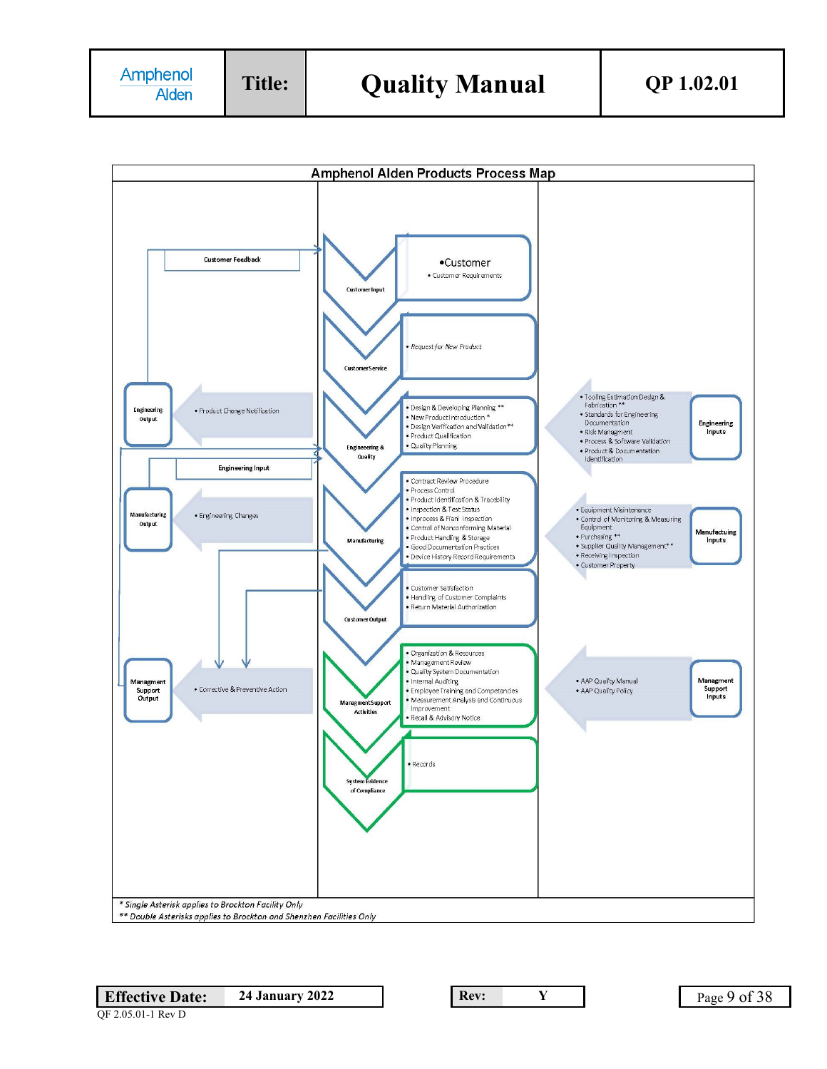## Amphenol Alden Products Process Map

**Customer Feedback**

**Customer Input**
- Customer
  - Customer Requirements

**Customer Service**
- *Request for New Product*

**Engineering & Quality**
- Design & Developing Planning **
- New Product Introduction *
- Design Verification and Validation**
- Product Qualification
- Quality Planning

**Engineering Output**
- Product Change Notification

**Engineering Inputs**
- Tooling Estimation Design & Fabrication **
- Standards for Engineering Documentation
- Risk Managment
- Process & Software Validation
- Product & Documentation Identification

**Engineering Input**

**Manufacturing**
- Contract Review Procedure
- Process Control
- Product Identification & Tracebility
- Inspection & Test Status
- Inprocess & Final Inspection
- Control of Nonconforming Material
- Product Handling & Storage
- Good Documentation Practices
- Device History Record Requirements

**Manufacturing Output**
- Engineering Changes

**Manufactuing Inputs**
- Equipment Maintenance
- Control of Monitoring & Measuring Equipment
- Purchasing **
- Supplier Quality Management**
- Receiving Inspection
- Customer Property

**Customer Output**
- Customer Satisfaction
- Handling of Customer Complaints
- Return Material Authorization

**Managment Support Activities**
- Organization & Resources
- Management Review
- Quality System Documentation
- Internal Auditing
- Employee Training and Competencies
- Measurement Analysis and Continuous Improvement
- Recall & Advisory Notice

**Managment Support Output**
- Corrective & Preventive Action

**Managment Support Inputs**
- AAP Quality Manual
- AAP Quality Policy

**System Evidence of Compliance**
- Records

*\* Single Asterisk applies to Brockton Facility Only*

*\*\* Double Asterisks applies to Brockton and Shenzhen Facilities Only*

QF 2.05.01-1 Rev D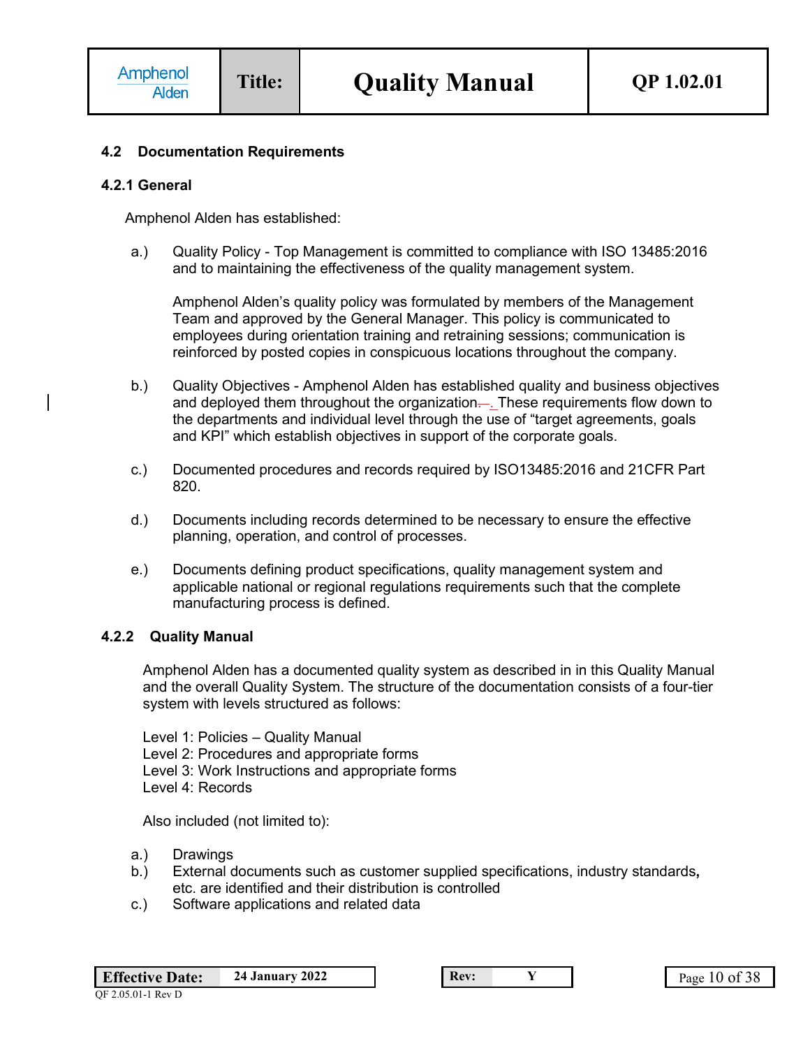## 4.2 Documentation Requirements

### 4.2.1 General

Amphenol Alden has established:

a.) Quality Policy - Top Management is committed to compliance with ISO 13485:2016 and to maintaining the effectiveness of the quality management system.

Amphenol Alden's quality policy was formulated by members of the Management Team and approved by the General Manager. This policy is communicated to employees during orientation training and retraining sessions; communication is reinforced by posted copies in conspicuous locations throughout the company.

b.) Quality Objectives - Amphenol Alden has established quality and business objectives and deployed them throughout the organization. These requirements flow down to the departments and individual level through the use of "target agreements, goals and KPI" which establish objectives in support of the corporate goals.

c.) Documented procedures and records required by ISO13485:2016 and 21CFR Part 820.

d.) Documents including records determined to be necessary to ensure the effective planning, operation, and control of processes.

e.) Documents defining product specifications, quality management system and applicable national or regional regulations requirements such that the complete manufacturing process is defined.

### 4.2.2 Quality Manual

Amphenol Alden has a documented quality system as described in in this Quality Manual and the overall Quality System. The structure of the documentation consists of a four-tier system with levels structured as follows:

Level 1: Policies – Quality Manual
Level 2: Procedures and appropriate forms
Level 3: Work Instructions and appropriate forms
Level 4: Records

Also included (not limited to):

a.) Drawings
b.) External documents such as customer supplied specifications, industry standards, etc. are identified and their distribution is controlled
c.) Software applications and related data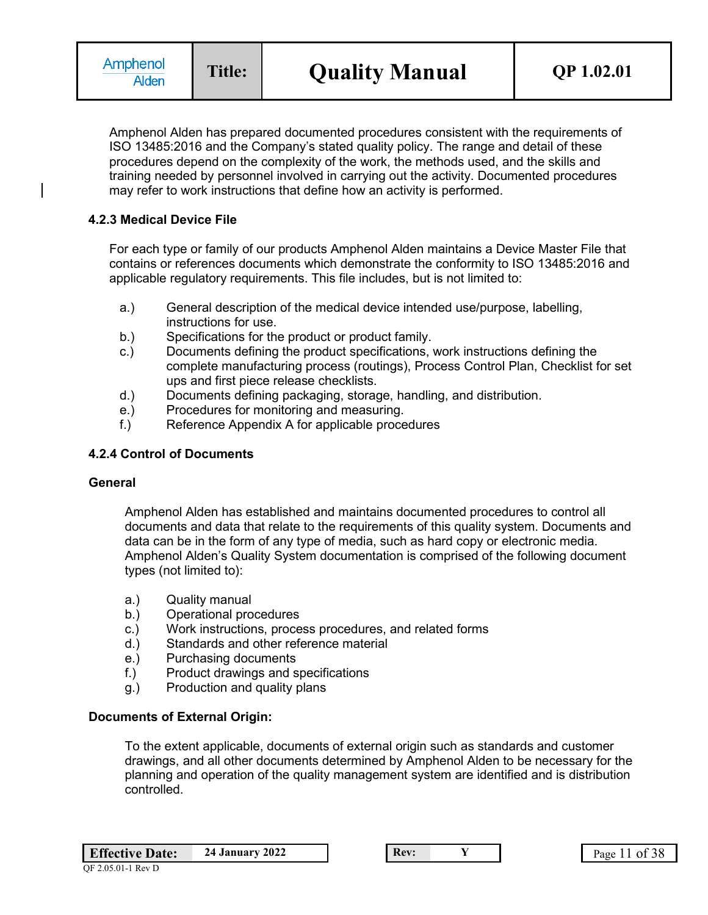Amphenol Alden has prepared documented procedures consistent with the requirements of ISO 13485:2016 and the Company's stated quality policy. The range and detail of these procedures depend on the complexity of the work, the methods used, and the skills and training needed by personnel involved in carrying out the activity. Documented procedures may refer to work instructions that define how an activity is performed.

### 4.2.3 Medical Device File

For each type or family of our products Amphenol Alden maintains a Device Master File that contains or references documents which demonstrate the conformity to ISO 13485:2016 and applicable regulatory requirements. This file includes, but is not limited to:

a.) General description of the medical device intended use/purpose, labelling, instructions for use.
b.) Specifications for the product or product family.
c.) Documents defining the product specifications, work instructions defining the complete manufacturing process (routings), Process Control Plan, Checklist for set ups and first piece release checklists.
d.) Documents defining packaging, storage, handling, and distribution.
e.) Procedures for monitoring and measuring.
f.) Reference Appendix A for applicable procedures

### 4.2.4 Control of Documents

**General**

Amphenol Alden has established and maintains documented procedures to control all documents and data that relate to the requirements of this quality system. Documents and data can be in the form of any type of media, such as hard copy or electronic media. Amphenol Alden's Quality System documentation is comprised of the following document types (not limited to):

a.) Quality manual
b.) Operational procedures
c.) Work instructions, process procedures, and related forms
d.) Standards and other reference material
e.) Purchasing documents
f.) Product drawings and specifications
g.) Production and quality plans

**Documents of External Origin:**

To the extent applicable, documents of external origin such as standards and customer drawings, and all other documents determined by Amphenol Alden to be necessary for the planning and operation of the quality management system are identified and is distribution controlled.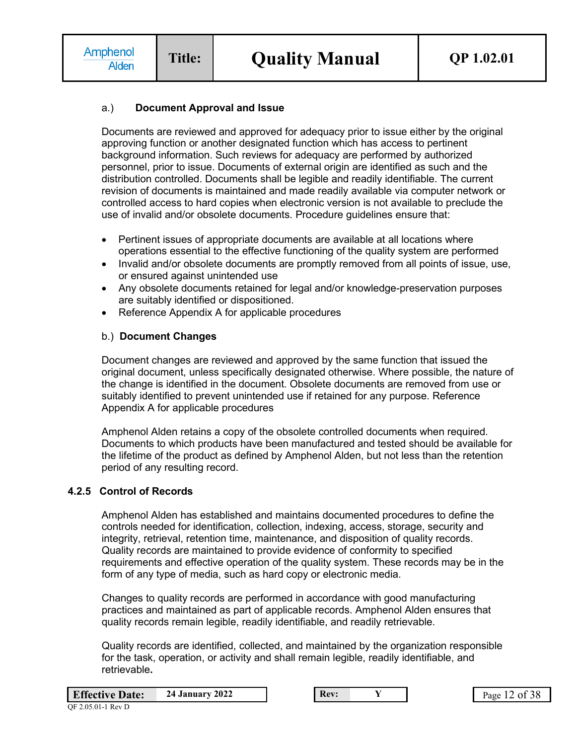a.) **Document Approval and Issue**

Documents are reviewed and approved for adequacy prior to issue either by the original approving function or another designated function which has access to pertinent background information. Such reviews for adequacy are performed by authorized personnel, prior to issue. Documents of external origin are identified as such and the distribution controlled. Documents shall be legible and readily identifiable. The current revision of documents is maintained and made readily available via computer network or controlled access to hard copies when electronic version is not available to preclude the use of invalid and/or obsolete documents. Procedure guidelines ensure that:

- Pertinent issues of appropriate documents are available at all locations where operations essential to the effective functioning of the quality system are performed
- Invalid and/or obsolete documents are promptly removed from all points of issue, use, or ensured against unintended use
- Any obsolete documents retained for legal and/or knowledge-preservation purposes are suitably identified or dispositioned.
- Reference Appendix A for applicable procedures

b.) **Document Changes**

Document changes are reviewed and approved by the same function that issued the original document, unless specifically designated otherwise. Where possible, the nature of the change is identified in the document. Obsolete documents are removed from use or suitably identified to prevent unintended use if retained for any purpose. Reference Appendix A for applicable procedures

Amphenol Alden retains a copy of the obsolete controlled documents when required. Documents to which products have been manufactured and tested should be available for the lifetime of the product as defined by Amphenol Alden, but not less than the retention period of any resulting record.

### 4.2.5 Control of Records

Amphenol Alden has established and maintains documented procedures to define the controls needed for identification, collection, indexing, access, storage, security and integrity, retrieval, retention time, maintenance, and disposition of quality records. Quality records are maintained to provide evidence of conformity to specified requirements and effective operation of the quality system. These records may be in the form of any type of media, such as hard copy or electronic media.

Changes to quality records are performed in accordance with good manufacturing practices and maintained as part of applicable records. Amphenol Alden ensures that quality records remain legible, readily identifiable, and readily retrievable.

Quality records are identified, collected, and maintained by the organization responsible for the task, operation, or activity and shall remain legible, readily identifiable, and retrievable**.**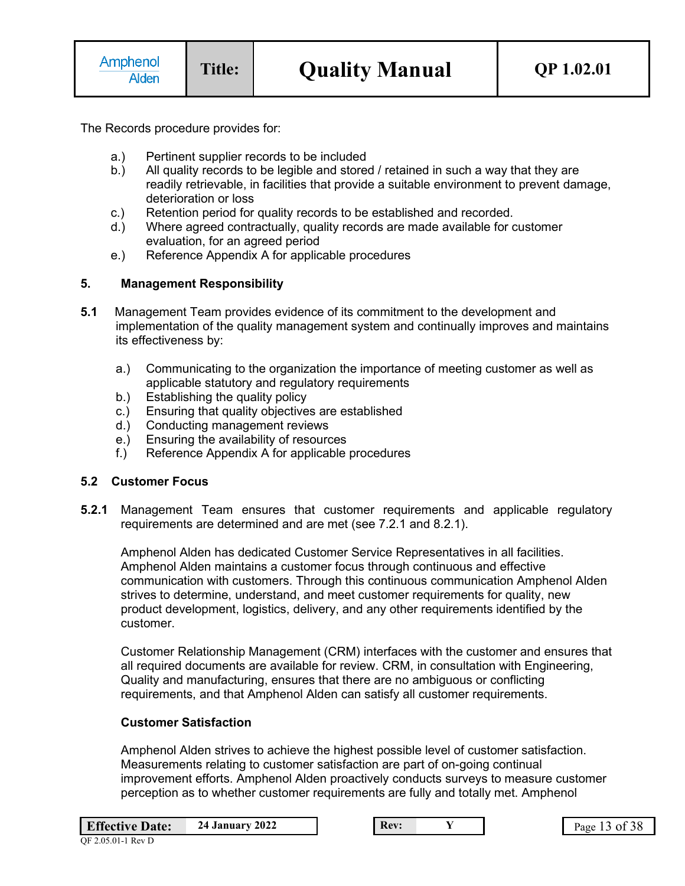The Records procedure provides for:

a.) Pertinent supplier records to be included
b.) All quality records to be legible and stored / retained in such a way that they are readily retrievable, in facilities that provide a suitable environment to prevent damage, deterioration or loss
c.) Retention period for quality records to be established and recorded.
d.) Where agreed contractually, quality records are made available for customer evaluation, for an agreed period
e.) Reference Appendix A for applicable procedures

## 5. Management Responsibility

**5.1** Management Team provides evidence of its commitment to the development and implementation of the quality management system and continually improves and maintains its effectiveness by:

a.) Communicating to the organization the importance of meeting customer as well as applicable statutory and regulatory requirements
b.) Establishing the quality policy
c.) Ensuring that quality objectives are established
d.) Conducting management reviews
e.) Ensuring the availability of resources
f.) Reference Appendix A for applicable procedures

### 5.2 Customer Focus

**5.2.1** Management Team ensures that customer requirements and applicable regulatory requirements are determined and are met (see 7.2.1 and 8.2.1).

Amphenol Alden has dedicated Customer Service Representatives in all facilities. Amphenol Alden maintains a customer focus through continuous and effective communication with customers. Through this continuous communication Amphenol Alden strives to determine, understand, and meet customer requirements for quality, new product development, logistics, delivery, and any other requirements identified by the customer.

Customer Relationship Management (CRM) interfaces with the customer and ensures that all required documents are available for review. CRM, in consultation with Engineering, Quality and manufacturing, ensures that there are no ambiguous or conflicting requirements, and that Amphenol Alden can satisfy all customer requirements.

**Customer Satisfaction**

Amphenol Alden strives to achieve the highest possible level of customer satisfaction. Measurements relating to customer satisfaction are part of on-going continual improvement efforts. Amphenol Alden proactively conducts surveys to measure customer perception as to whether customer requirements are fully and totally met. Amphenol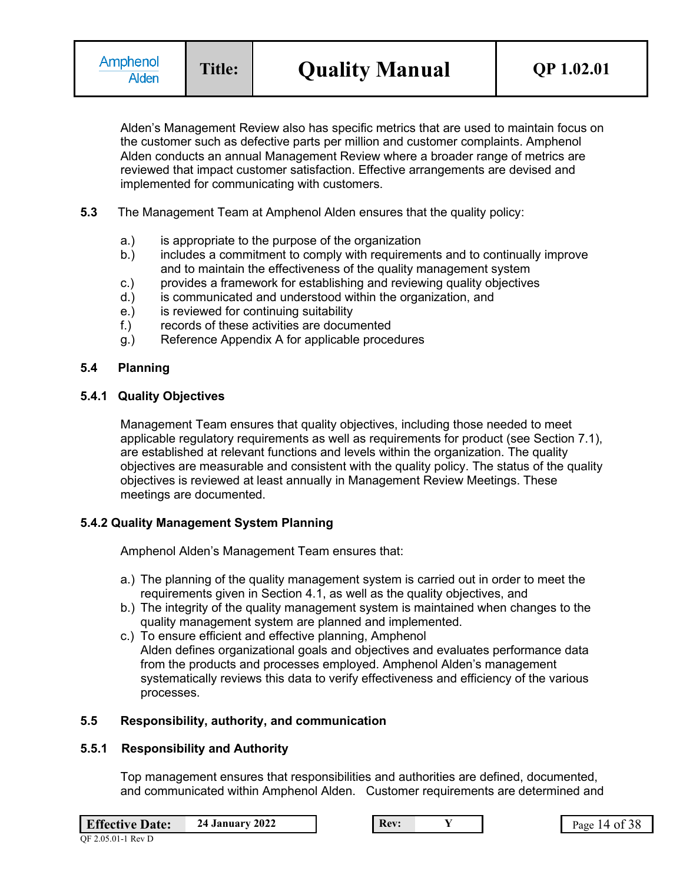Alden's Management Review also has specific metrics that are used to maintain focus on the customer such as defective parts per million and customer complaints. Amphenol Alden conducts an annual Management Review where a broader range of metrics are reviewed that impact customer satisfaction. Effective arrangements are devised and implemented for communicating with customers.

**5.3** The Management Team at Amphenol Alden ensures that the quality policy:

a.) is appropriate to the purpose of the organization
b.) includes a commitment to comply with requirements and to continually improve and to maintain the effectiveness of the quality management system
c.) provides a framework for establishing and reviewing quality objectives
d.) is communicated and understood within the organization, and
e.) is reviewed for continuing suitability
f.) records of these activities are documented
g.) Reference Appendix A for applicable procedures

## 5.4 Planning

### 5.4.1 Quality Objectives

Management Team ensures that quality objectives, including those needed to meet applicable regulatory requirements as well as requirements for product (see Section 7.1), are established at relevant functions and levels within the organization. The quality objectives are measurable and consistent with the quality policy. The status of the quality objectives is reviewed at least annually in Management Review Meetings. These meetings are documented.

### 5.4.2 Quality Management System Planning

Amphenol Alden's Management Team ensures that:

a.) The planning of the quality management system is carried out in order to meet the requirements given in Section 4.1, as well as the quality objectives, and
b.) The integrity of the quality management system is maintained when changes to the quality management system are planned and implemented.
c.) To ensure efficient and effective planning, Amphenol Alden defines organizational goals and objectives and evaluates performance data from the products and processes employed. Amphenol Alden's management systematically reviews this data to verify effectiveness and efficiency of the various processes.

## 5.5 Responsibility, authority, and communication

### 5.5.1 Responsibility and Authority

Top management ensures that responsibilities and authorities are defined, documented, and communicated within Amphenol Alden. Customer requirements are determined and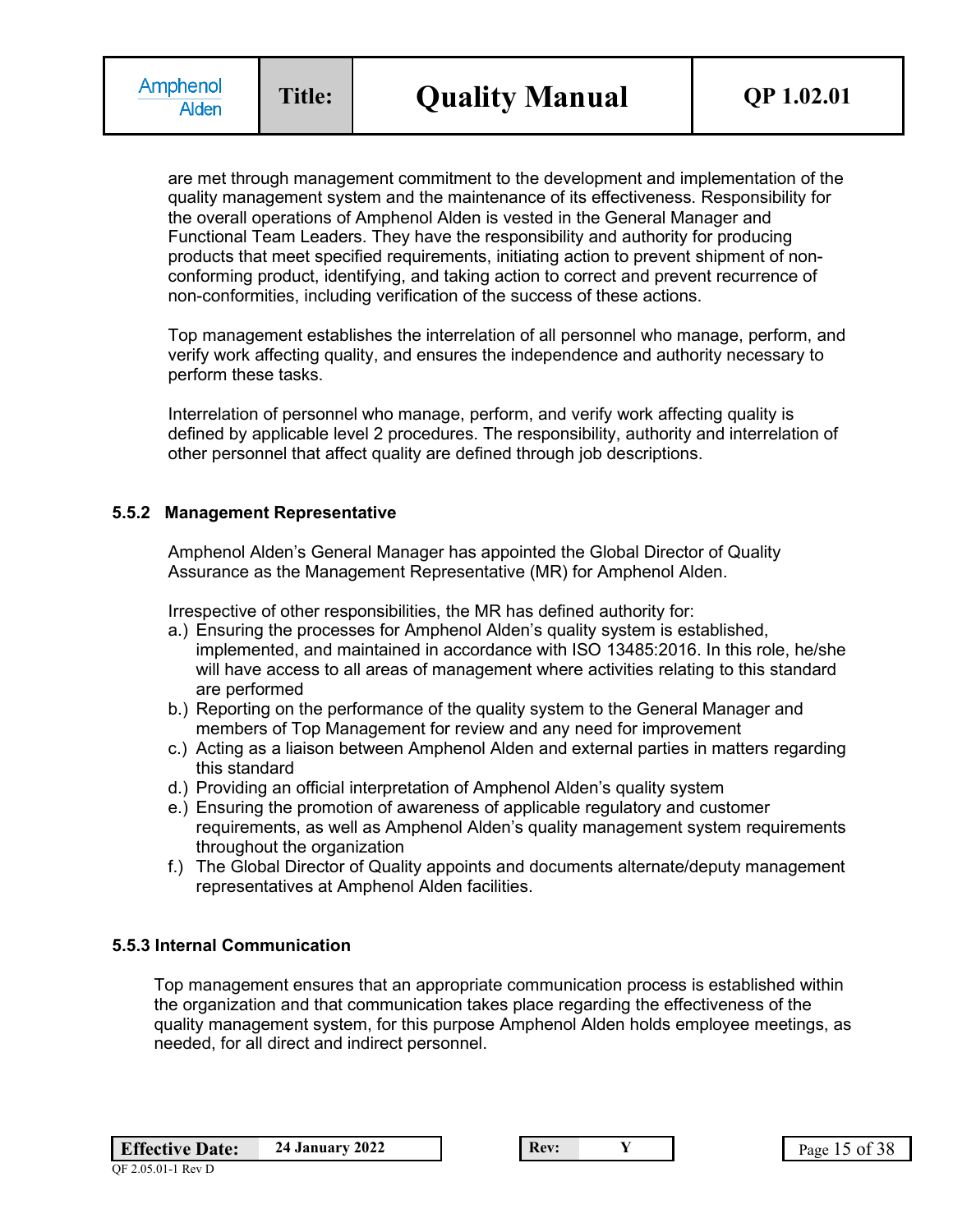are met through management commitment to the development and implementation of the quality management system and the maintenance of its effectiveness. Responsibility for the overall operations of Amphenol Alden is vested in the General Manager and Functional Team Leaders. They have the responsibility and authority for producing products that meet specified requirements, initiating action to prevent shipment of non-conforming product, identifying, and taking action to correct and prevent recurrence of non-conformities, including verification of the success of these actions.

Top management establishes the interrelation of all personnel who manage, perform, and verify work affecting quality, and ensures the independence and authority necessary to perform these tasks.

Interrelation of personnel who manage, perform, and verify work affecting quality is defined by applicable level 2 procedures. The responsibility, authority and interrelation of other personnel that affect quality are defined through job descriptions.

### 5.5.2 Management Representative

Amphenol Alden's General Manager has appointed the Global Director of Quality Assurance as the Management Representative (MR) for Amphenol Alden.

Irrespective of other responsibilities, the MR has defined authority for:

a.) Ensuring the processes for Amphenol Alden's quality system is established, implemented, and maintained in accordance with ISO 13485:2016. In this role, he/she will have access to all areas of management where activities relating to this standard are performed

b.) Reporting on the performance of the quality system to the General Manager and members of Top Management for review and any need for improvement

c.) Acting as a liaison between Amphenol Alden and external parties in matters regarding this standard

d.) Providing an official interpretation of Amphenol Alden's quality system

e.) Ensuring the promotion of awareness of applicable regulatory and customer requirements, as well as Amphenol Alden's quality management system requirements throughout the organization

f.) The Global Director of Quality appoints and documents alternate/deputy management representatives at Amphenol Alden facilities.

### 5.5.3 Internal Communication

Top management ensures that an appropriate communication process is established within the organization and that communication takes place regarding the effectiveness of the quality management system, for this purpose Amphenol Alden holds employee meetings, as needed, for all direct and indirect personnel.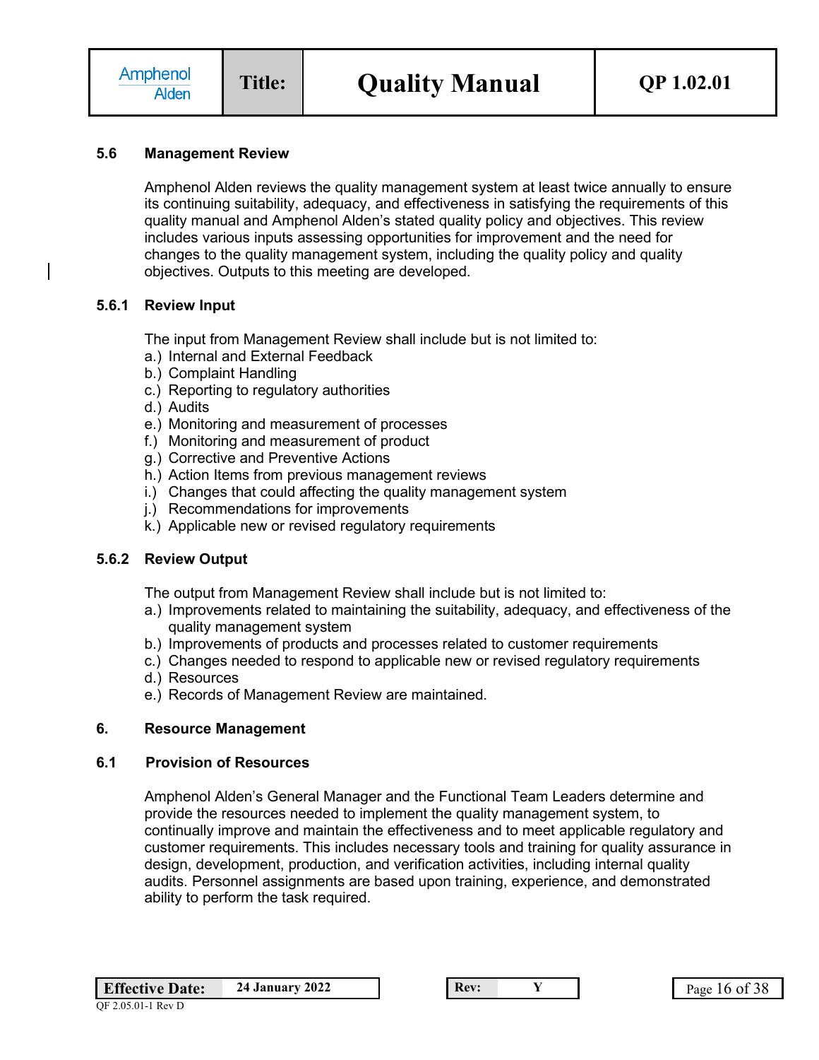## 5.6 Management Review

Amphenol Alden reviews the quality management system at least twice annually to ensure its continuing suitability, adequacy, and effectiveness in satisfying the requirements of this quality manual and Amphenol Alden's stated quality policy and objectives. This review includes various inputs assessing opportunities for improvement and the need for changes to the quality management system, including the quality policy and quality objectives. Outputs to this meeting are developed.

### 5.6.1 Review Input

The input from Management Review shall include but is not limited to:

a.) Internal and External Feedback
b.) Complaint Handling
c.) Reporting to regulatory authorities
d.) Audits
e.) Monitoring and measurement of processes
f.) Monitoring and measurement of product
g.) Corrective and Preventive Actions
h.) Action Items from previous management reviews
i.) Changes that could affecting the quality management system
j.) Recommendations for improvements
k.) Applicable new or revised regulatory requirements

### 5.6.2 Review Output

The output from Management Review shall include but is not limited to:

a.) Improvements related to maintaining the suitability, adequacy, and effectiveness of the quality management system
b.) Improvements of products and processes related to customer requirements
c.) Changes needed to respond to applicable new or revised regulatory requirements
d.) Resources
e.) Records of Management Review are maintained.

# 6. Resource Management

## 6.1 Provision of Resources

Amphenol Alden's General Manager and the Functional Team Leaders determine and provide the resources needed to implement the quality management system, to continually improve and maintain the effectiveness and to meet applicable regulatory and customer requirements. This includes necessary tools and training for quality assurance in design, development, production, and verification activities, including internal quality audits. Personnel assignments are based upon training, experience, and demonstrated ability to perform the task required.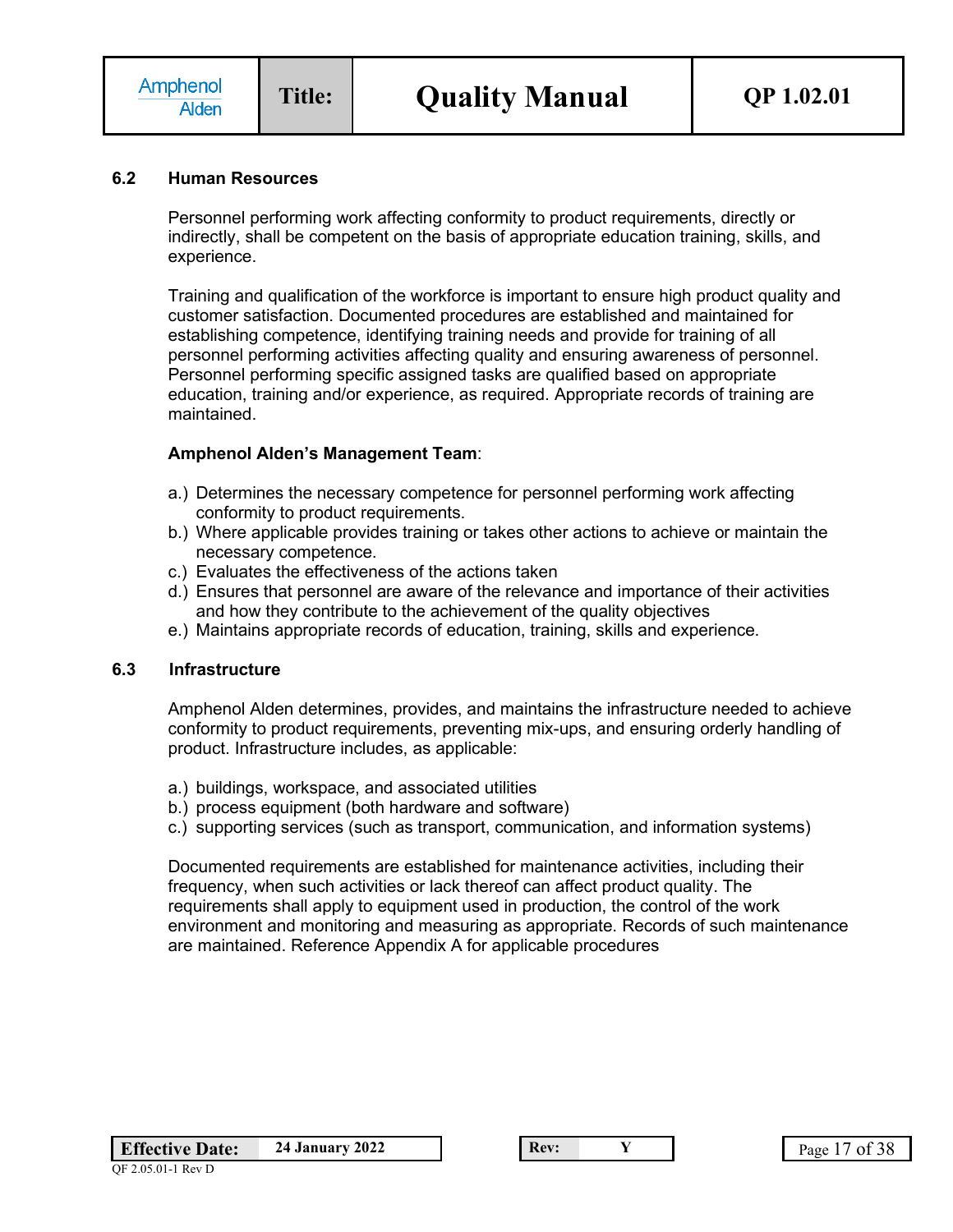## 6.2 Human Resources

Personnel performing work affecting conformity to product requirements, directly or indirectly, shall be competent on the basis of appropriate education training, skills, and experience.

Training and qualification of the workforce is important to ensure high product quality and customer satisfaction. Documented procedures are established and maintained for establishing competence, identifying training needs and provide for training of all personnel performing activities affecting quality and ensuring awareness of personnel. Personnel performing specific assigned tasks are qualified based on appropriate education, training and/or experience, as required. Appropriate records of training are maintained.

**Amphenol Alden's Management Team**:

a.) Determines the necessary competence for personnel performing work affecting conformity to product requirements.
b.) Where applicable provides training or takes other actions to achieve or maintain the necessary competence.
c.) Evaluates the effectiveness of the actions taken
d.) Ensures that personnel are aware of the relevance and importance of their activities and how they contribute to the achievement of the quality objectives
e.) Maintains appropriate records of education, training, skills and experience.

## 6.3 Infrastructure

Amphenol Alden determines, provides, and maintains the infrastructure needed to achieve conformity to product requirements, preventing mix-ups, and ensuring orderly handling of product. Infrastructure includes, as applicable:

a.) buildings, workspace, and associated utilities
b.) process equipment (both hardware and software)
c.) supporting services (such as transport, communication, and information systems)

Documented requirements are established for maintenance activities, including their frequency, when such activities or lack thereof can affect product quality. The requirements shall apply to equipment used in production, the control of the work environment and monitoring and measuring as appropriate. Records of such maintenance are maintained. Reference Appendix A for applicable procedures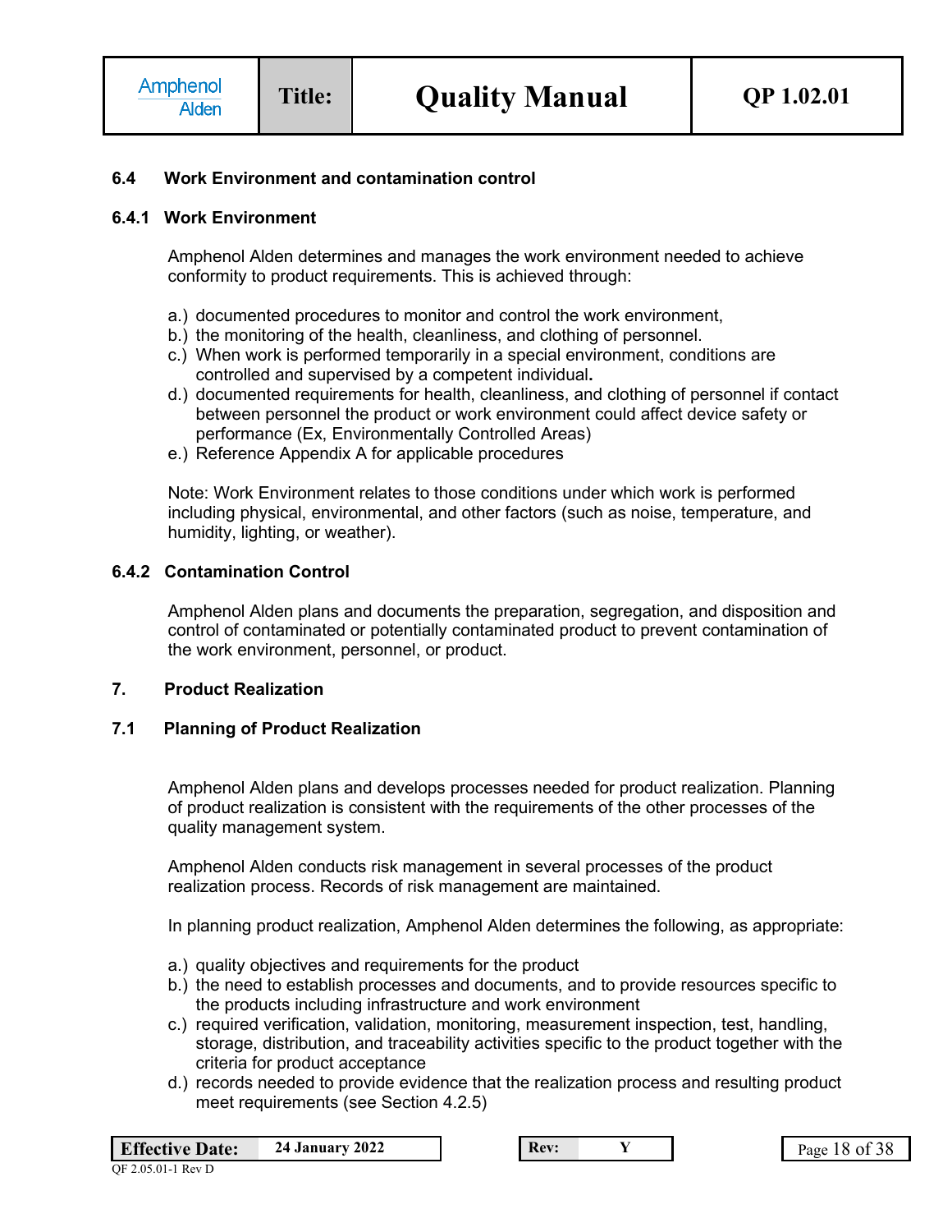### 6.4 Work Environment and contamination control

#### 6.4.1 Work Environment

Amphenol Alden determines and manages the work environment needed to achieve conformity to product requirements. This is achieved through:

a.) documented procedures to monitor and control the work environment,
b.) the monitoring of the health, cleanliness, and clothing of personnel.
c.) When work is performed temporarily in a special environment, conditions are controlled and supervised by a competent individual**.**
d.) documented requirements for health, cleanliness, and clothing of personnel if contact between personnel the product or work environment could affect device safety or performance (Ex, Environmentally Controlled Areas)
e.) Reference Appendix A for applicable procedures

Note: Work Environment relates to those conditions under which work is performed including physical, environmental, and other factors (such as noise, temperature, and humidity, lighting, or weather).

#### 6.4.2 Contamination Control

Amphenol Alden plans and documents the preparation, segregation, and disposition and control of contaminated or potentially contaminated product to prevent contamination of the work environment, personnel, or product.

## 7. Product Realization

### 7.1 Planning of Product Realization

Amphenol Alden plans and develops processes needed for product realization. Planning of product realization is consistent with the requirements of the other processes of the quality management system.

Amphenol Alden conducts risk management in several processes of the product realization process. Records of risk management are maintained.

In planning product realization, Amphenol Alden determines the following, as appropriate:

a.) quality objectives and requirements for the product
b.) the need to establish processes and documents, and to provide resources specific to the products including infrastructure and work environment
c.) required verification, validation, monitoring, measurement inspection, test, handling, storage, distribution, and traceability activities specific to the product together with the criteria for product acceptance
d.) records needed to provide evidence that the realization process and resulting product meet requirements (see Section 4.2.5)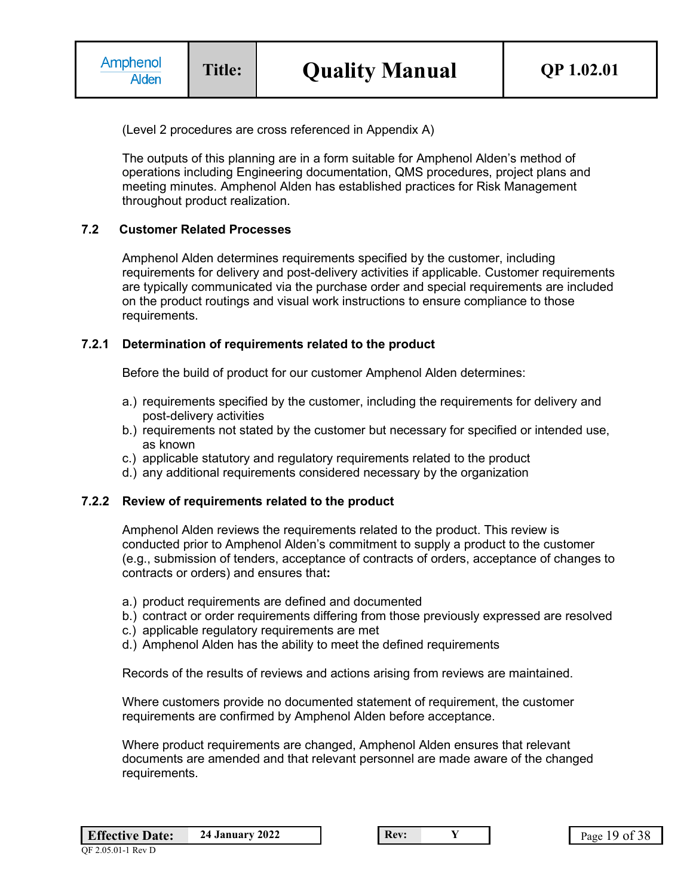(Level 2 procedures are cross referenced in Appendix A)

The outputs of this planning are in a form suitable for Amphenol Alden's method of operations including Engineering documentation, QMS procedures, project plans and meeting minutes. Amphenol Alden has established practices for Risk Management throughout product realization.

### 7.2 Customer Related Processes

Amphenol Alden determines requirements specified by the customer, including requirements for delivery and post-delivery activities if applicable. Customer requirements are typically communicated via the purchase order and special requirements are included on the product routings and visual work instructions to ensure compliance to those requirements.

#### 7.2.1 Determination of requirements related to the product

Before the build of product for our customer Amphenol Alden determines:

a.) requirements specified by the customer, including the requirements for delivery and post-delivery activities
b.) requirements not stated by the customer but necessary for specified or intended use, as known
c.) applicable statutory and regulatory requirements related to the product
d.) any additional requirements considered necessary by the organization

#### 7.2.2 Review of requirements related to the product

Amphenol Alden reviews the requirements related to the product. This review is conducted prior to Amphenol Alden's commitment to supply a product to the customer (e.g., submission of tenders, acceptance of contracts of orders, acceptance of changes to contracts or orders) and ensures that**:**

a.) product requirements are defined and documented
b.) contract or order requirements differing from those previously expressed are resolved
c.) applicable regulatory requirements are met
d.) Amphenol Alden has the ability to meet the defined requirements

Records of the results of reviews and actions arising from reviews are maintained.

Where customers provide no documented statement of requirement, the customer requirements are confirmed by Amphenol Alden before acceptance.

Where product requirements are changed, Amphenol Alden ensures that relevant documents are amended and that relevant personnel are made aware of the changed requirements.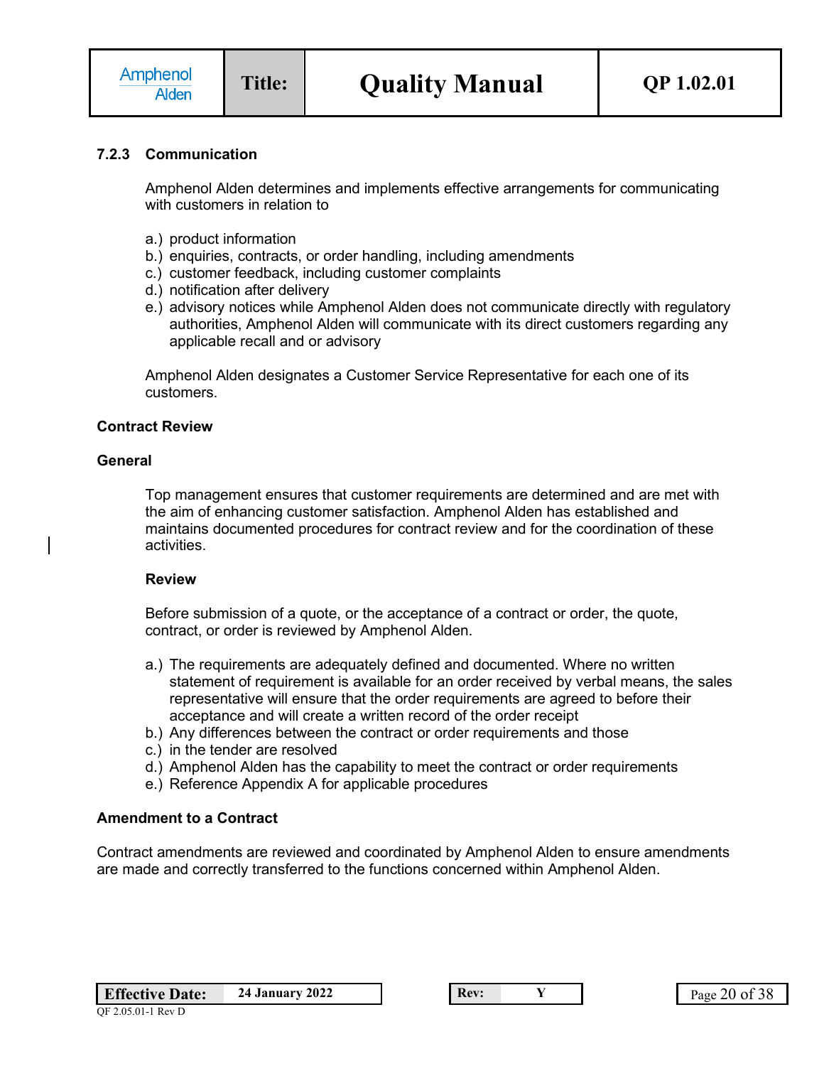### 7.2.3 Communication

Amphenol Alden determines and implements effective arrangements for communicating with customers in relation to

a.) product information
b.) enquiries, contracts, or order handling, including amendments
c.) customer feedback, including customer complaints
d.) notification after delivery
e.) advisory notices while Amphenol Alden does not communicate directly with regulatory authorities, Amphenol Alden will communicate with its direct customers regarding any applicable recall and or advisory

Amphenol Alden designates a Customer Service Representative for each one of its customers.

**Contract Review**

**General**

Top management ensures that customer requirements are determined and are met with the aim of enhancing customer satisfaction. Amphenol Alden has established and maintains documented procedures for contract review and for the coordination of these activities.

**Review**

Before submission of a quote, or the acceptance of a contract or order, the quote, contract, or order is reviewed by Amphenol Alden.

a.) The requirements are adequately defined and documented. Where no written statement of requirement is available for an order received by verbal means, the sales representative will ensure that the order requirements are agreed to before their acceptance and will create a written record of the order receipt
b.) Any differences between the contract or order requirements and those
c.) in the tender are resolved
d.) Amphenol Alden has the capability to meet the contract or order requirements
e.) Reference Appendix A for applicable procedures

**Amendment to a Contract**

Contract amendments are reviewed and coordinated by Amphenol Alden to ensure amendments are made and correctly transferred to the functions concerned within Amphenol Alden.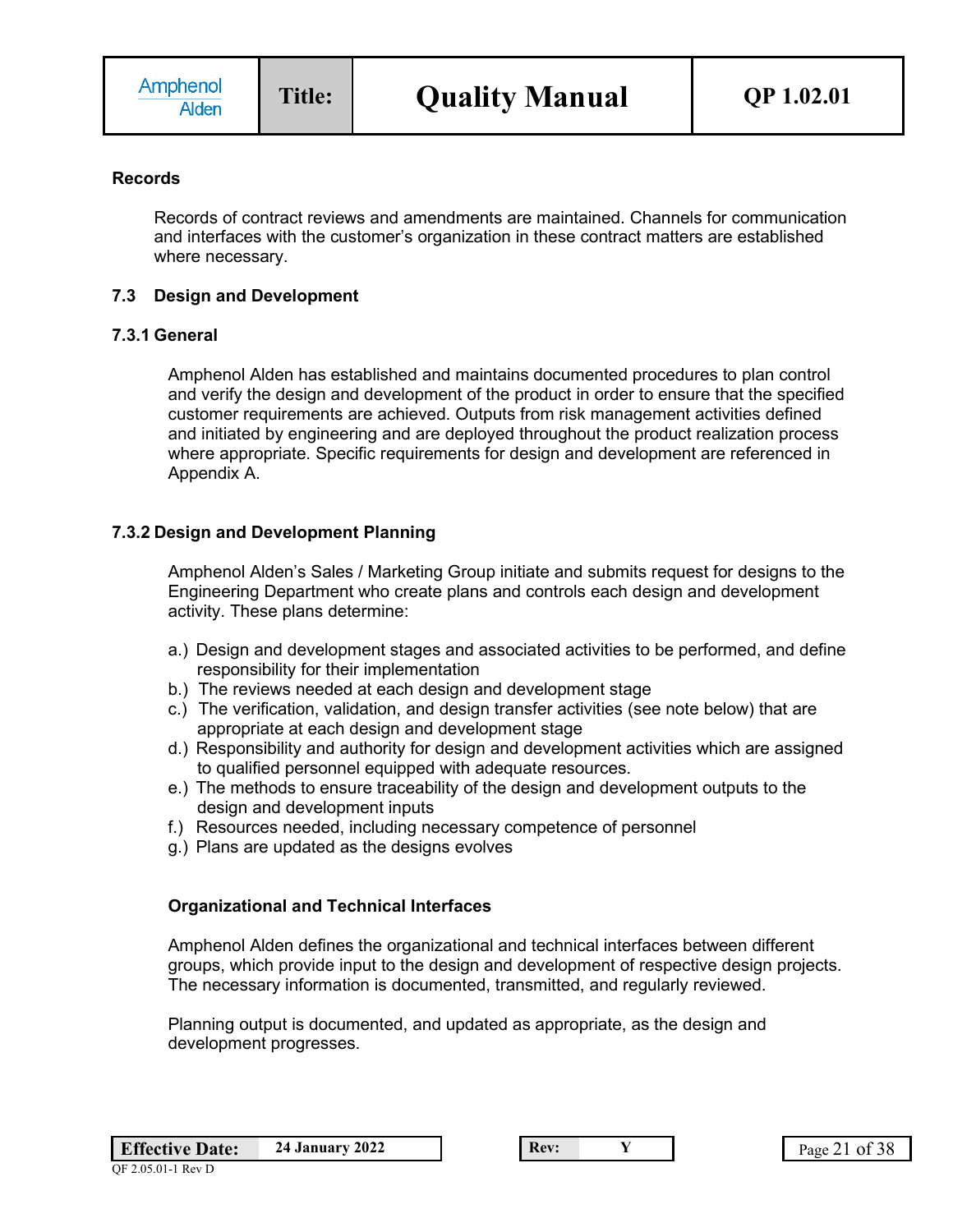**Records**

Records of contract reviews and amendments are maintained. Channels for communication and interfaces with the customer's organization in these contract matters are established where necessary.

## 7.3 Design and Development

### 7.3.1 General

Amphenol Alden has established and maintains documented procedures to plan control and verify the design and development of the product in order to ensure that the specified customer requirements are achieved. Outputs from risk management activities defined and initiated by engineering and are deployed throughout the product realization process where appropriate. Specific requirements for design and development are referenced in Appendix A.

### 7.3.2 Design and Development Planning

Amphenol Alden's Sales / Marketing Group initiate and submits request for designs to the Engineering Department who create plans and controls each design and development activity. These plans determine:

a.) Design and development stages and associated activities to be performed, and define responsibility for their implementation
b.) The reviews needed at each design and development stage
c.) The verification, validation, and design transfer activities (see note below) that are appropriate at each design and development stage
d.) Responsibility and authority for design and development activities which are assigned to qualified personnel equipped with adequate resources.
e.) The methods to ensure traceability of the design and development outputs to the design and development inputs
f.) Resources needed, including necessary competence of personnel
g.) Plans are updated as the designs evolves

**Organizational and Technical Interfaces**

Amphenol Alden defines the organizational and technical interfaces between different groups, which provide input to the design and development of respective design projects. The necessary information is documented, transmitted, and regularly reviewed.

Planning output is documented, and updated as appropriate, as the design and development progresses.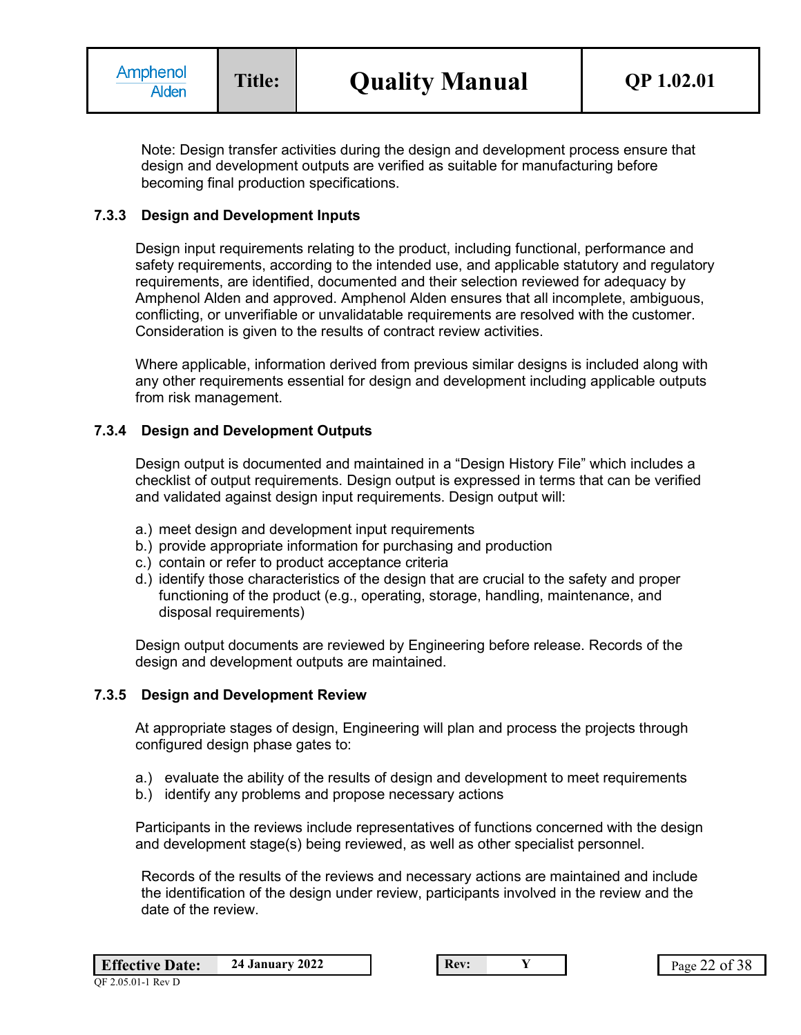Note: Design transfer activities during the design and development process ensure that design and development outputs are verified as suitable for manufacturing before becoming final production specifications.

### 7.3.3 Design and Development Inputs

Design input requirements relating to the product, including functional, performance and safety requirements, according to the intended use, and applicable statutory and regulatory requirements, are identified, documented and their selection reviewed for adequacy by Amphenol Alden and approved. Amphenol Alden ensures that all incomplete, ambiguous, conflicting, or unverifiable or unvalidatable requirements are resolved with the customer. Consideration is given to the results of contract review activities.

Where applicable, information derived from previous similar designs is included along with any other requirements essential for design and development including applicable outputs from risk management.

### 7.3.4 Design and Development Outputs

Design output is documented and maintained in a "Design History File" which includes a checklist of output requirements. Design output is expressed in terms that can be verified and validated against design input requirements. Design output will:

a.) meet design and development input requirements
b.) provide appropriate information for purchasing and production
c.) contain or refer to product acceptance criteria
d.) identify those characteristics of the design that are crucial to the safety and proper functioning of the product (e.g., operating, storage, handling, maintenance, and disposal requirements)

Design output documents are reviewed by Engineering before release. Records of the design and development outputs are maintained.

### 7.3.5 Design and Development Review

At appropriate stages of design, Engineering will plan and process the projects through configured design phase gates to:

a.) evaluate the ability of the results of design and development to meet requirements
b.) identify any problems and propose necessary actions

Participants in the reviews include representatives of functions concerned with the design and development stage(s) being reviewed, as well as other specialist personnel.

Records of the results of the reviews and necessary actions are maintained and include the identification of the design under review, participants involved in the review and the date of the review.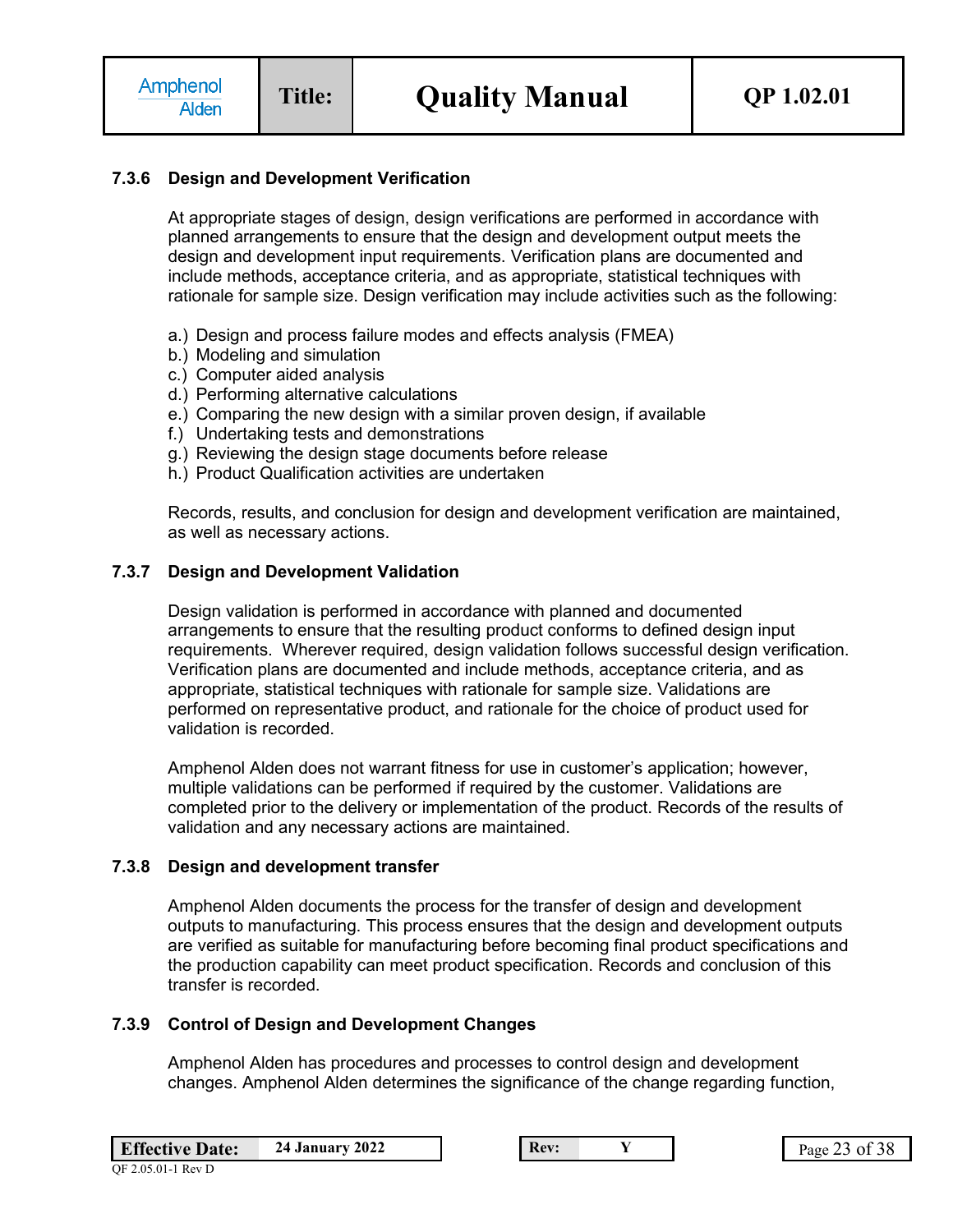### 7.3.6 Design and Development Verification

At appropriate stages of design, design verifications are performed in accordance with planned arrangements to ensure that the design and development output meets the design and development input requirements. Verification plans are documented and include methods, acceptance criteria, and as appropriate, statistical techniques with rationale for sample size. Design verification may include activities such as the following:

a.) Design and process failure modes and effects analysis (FMEA)
b.) Modeling and simulation
c.) Computer aided analysis
d.) Performing alternative calculations
e.) Comparing the new design with a similar proven design, if available
f.) Undertaking tests and demonstrations
g.) Reviewing the design stage documents before release
h.) Product Qualification activities are undertaken

Records, results, and conclusion for design and development verification are maintained, as well as necessary actions.

### 7.3.7 Design and Development Validation

Design validation is performed in accordance with planned and documented arrangements to ensure that the resulting product conforms to defined design input requirements. Wherever required, design validation follows successful design verification. Verification plans are documented and include methods, acceptance criteria, and as appropriate, statistical techniques with rationale for sample size. Validations are performed on representative product, and rationale for the choice of product used for validation is recorded.

Amphenol Alden does not warrant fitness for use in customer's application; however, multiple validations can be performed if required by the customer. Validations are completed prior to the delivery or implementation of the product. Records of the results of validation and any necessary actions are maintained.

### 7.3.8 Design and development transfer

Amphenol Alden documents the process for the transfer of design and development outputs to manufacturing. This process ensures that the design and development outputs are verified as suitable for manufacturing before becoming final product specifications and the production capability can meet product specification. Records and conclusion of this transfer is recorded.

### 7.3.9 Control of Design and Development Changes

Amphenol Alden has procedures and processes to control design and development changes. Amphenol Alden determines the significance of the change regarding function,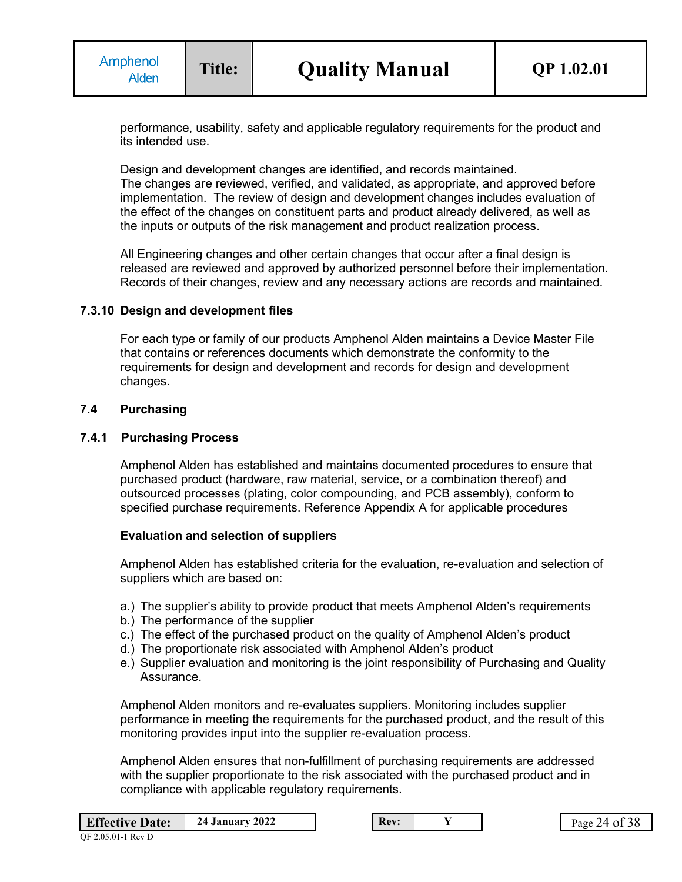performance, usability, safety and applicable regulatory requirements for the product and its intended use.

Design and development changes are identified, and records maintained.
The changes are reviewed, verified, and validated, as appropriate, and approved before implementation. The review of design and development changes includes evaluation of the effect of the changes on constituent parts and product already delivered, as well as the inputs or outputs of the risk management and product realization process.

All Engineering changes and other certain changes that occur after a final design is released are reviewed and approved by authorized personnel before their implementation. Records of their changes, review and any necessary actions are records and maintained.

### 7.3.10 Design and development files

For each type or family of our products Amphenol Alden maintains a Device Master File that contains or references documents which demonstrate the conformity to the requirements for design and development and records for design and development changes.

## 7.4 Purchasing

### 7.4.1 Purchasing Process

Amphenol Alden has established and maintains documented procedures to ensure that purchased product (hardware, raw material, service, or a combination thereof) and outsourced processes (plating, color compounding, and PCB assembly), conform to specified purchase requirements. Reference Appendix A for applicable procedures

**Evaluation and selection of suppliers**

Amphenol Alden has established criteria for the evaluation, re-evaluation and selection of suppliers which are based on:

a.) The supplier's ability to provide product that meets Amphenol Alden's requirements
b.) The performance of the supplier
c.) The effect of the purchased product on the quality of Amphenol Alden's product
d.) The proportionate risk associated with Amphenol Alden's product
e.) Supplier evaluation and monitoring is the joint responsibility of Purchasing and Quality Assurance.

Amphenol Alden monitors and re-evaluates suppliers. Monitoring includes supplier performance in meeting the requirements for the purchased product, and the result of this monitoring provides input into the supplier re-evaluation process.

Amphenol Alden ensures that non-fulfillment of purchasing requirements are addressed with the supplier proportionate to the risk associated with the purchased product and in compliance with applicable regulatory requirements.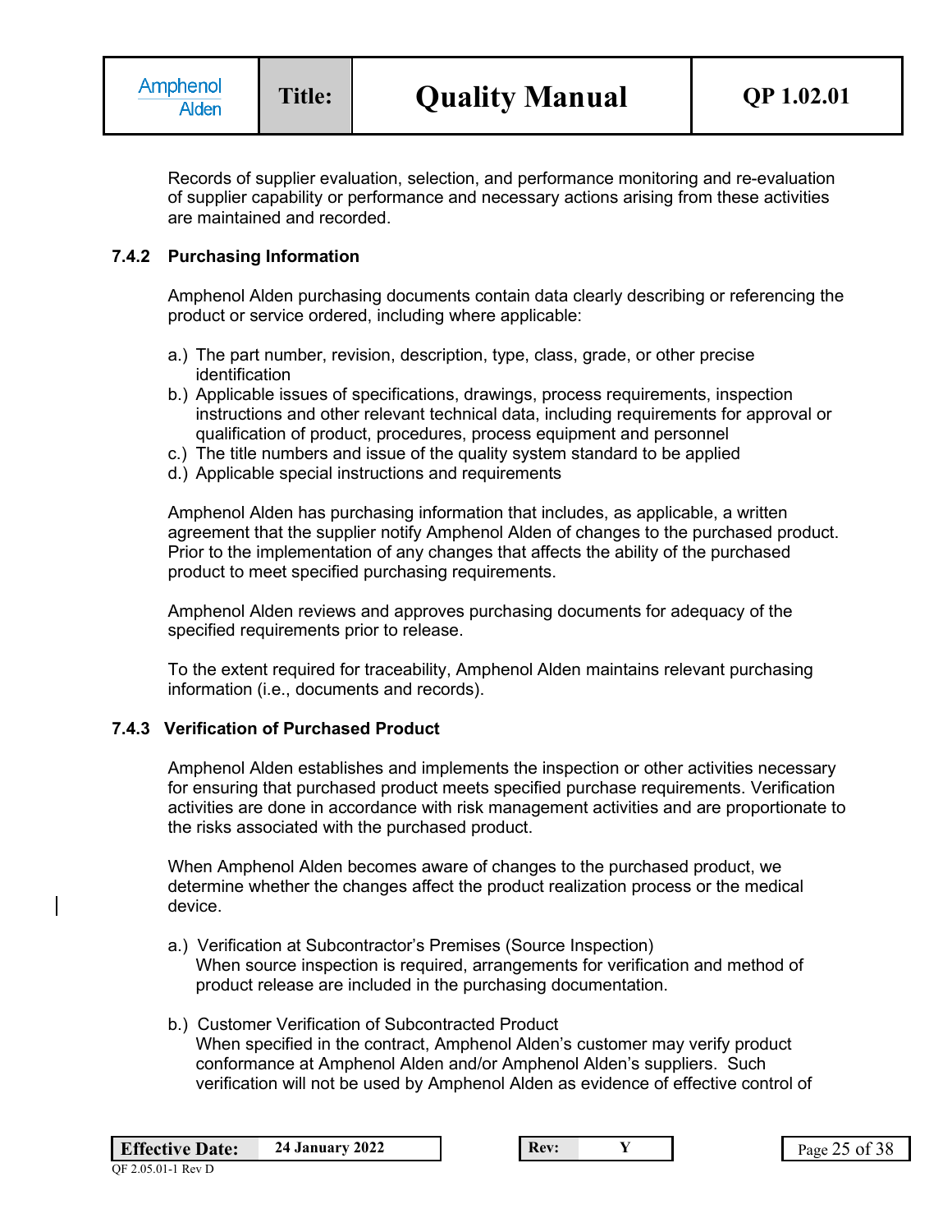Records of supplier evaluation, selection, and performance monitoring and re-evaluation of supplier capability or performance and necessary actions arising from these activities are maintained and recorded.

### 7.4.2 Purchasing Information

Amphenol Alden purchasing documents contain data clearly describing or referencing the product or service ordered, including where applicable:

a.) The part number, revision, description, type, class, grade, or other precise identification
b.) Applicable issues of specifications, drawings, process requirements, inspection instructions and other relevant technical data, including requirements for approval or qualification of product, procedures, process equipment and personnel
c.) The title numbers and issue of the quality system standard to be applied
d.) Applicable special instructions and requirements

Amphenol Alden has purchasing information that includes, as applicable, a written agreement that the supplier notify Amphenol Alden of changes to the purchased product. Prior to the implementation of any changes that affects the ability of the purchased product to meet specified purchasing requirements.

Amphenol Alden reviews and approves purchasing documents for adequacy of the specified requirements prior to release.

To the extent required for traceability, Amphenol Alden maintains relevant purchasing information (i.e., documents and records).

### 7.4.3 Verification of Purchased Product

Amphenol Alden establishes and implements the inspection or other activities necessary for ensuring that purchased product meets specified purchase requirements. Verification activities are done in accordance with risk management activities and are proportionate to the risks associated with the purchased product.

When Amphenol Alden becomes aware of changes to the purchased product, we determine whether the changes affect the product realization process or the medical device.

a.) Verification at Subcontractor's Premises (Source Inspection)
When source inspection is required, arrangements for verification and method of product release are included in the purchasing documentation.

b.) Customer Verification of Subcontracted Product
When specified in the contract, Amphenol Alden's customer may verify product conformance at Amphenol Alden and/or Amphenol Alden's suppliers. Such verification will not be used by Amphenol Alden as evidence of effective control of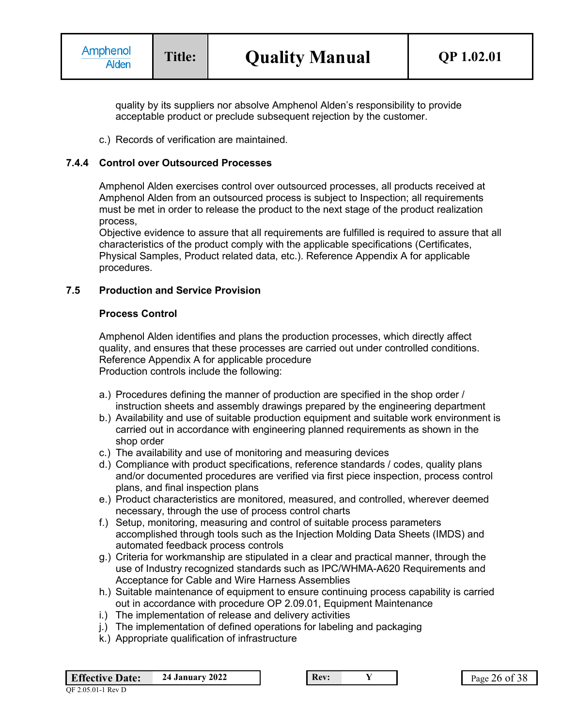quality by its suppliers nor absolve Amphenol Alden's responsibility to provide acceptable product or preclude subsequent rejection by the customer.

c.) Records of verification are maintained.

### 7.4.4 Control over Outsourced Processes

Amphenol Alden exercises control over outsourced processes, all products received at Amphenol Alden from an outsourced process is subject to Inspection; all requirements must be met in order to release the product to the next stage of the product realization process,

Objective evidence to assure that all requirements are fulfilled is required to assure that all characteristics of the product comply with the applicable specifications (Certificates, Physical Samples, Product related data, etc.). Reference Appendix A for applicable procedures.

## 7.5 Production and Service Provision

### Process Control

Amphenol Alden identifies and plans the production processes, which directly affect quality, and ensures that these processes are carried out under controlled conditions. Reference Appendix A for applicable procedure

Production controls include the following:

a.) Procedures defining the manner of production are specified in the shop order / instruction sheets and assembly drawings prepared by the engineering department

b.) Availability and use of suitable production equipment and suitable work environment is carried out in accordance with engineering planned requirements as shown in the shop order

c.) The availability and use of monitoring and measuring devices

d.) Compliance with product specifications, reference standards / codes, quality plans and/or documented procedures are verified via first piece inspection, process control plans, and final inspection plans

e.) Product characteristics are monitored, measured, and controlled, wherever deemed necessary, through the use of process control charts

f.) Setup, monitoring, measuring and control of suitable process parameters accomplished through tools such as the Injection Molding Data Sheets (IMDS) and automated feedback process controls

g.) Criteria for workmanship are stipulated in a clear and practical manner, through the use of Industry recognized standards such as IPC/WHMA-A620 Requirements and Acceptance for Cable and Wire Harness Assemblies

h.) Suitable maintenance of equipment to ensure continuing process capability is carried out in accordance with procedure OP 2.09.01, Equipment Maintenance

i.) The implementation of release and delivery activities

j.) The implementation of defined operations for labeling and packaging

k.) Appropriate qualification of infrastructure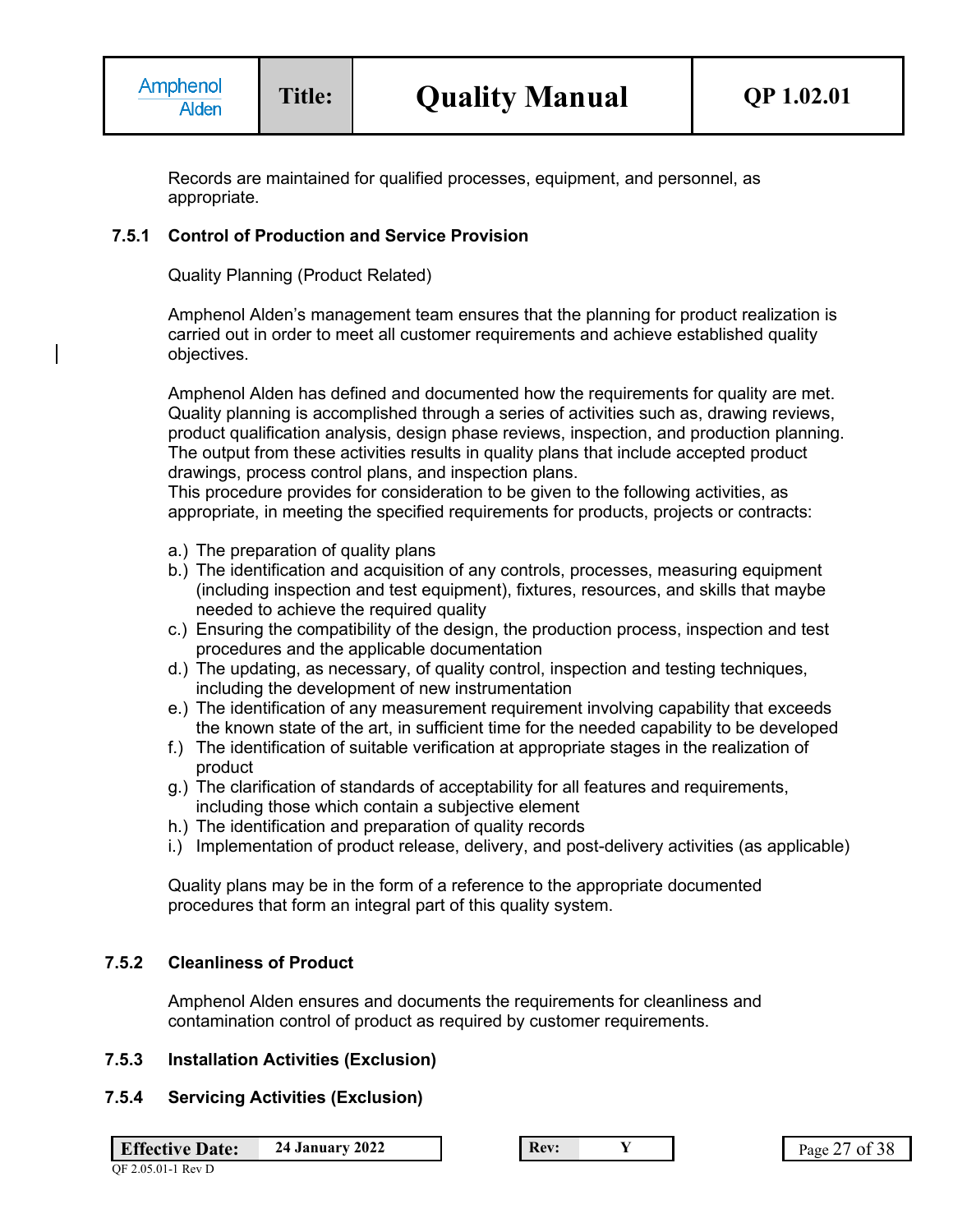Records are maintained for qualified processes, equipment, and personnel, as appropriate.

### 7.5.1 Control of Production and Service Provision

Quality Planning (Product Related)

Amphenol Alden's management team ensures that the planning for product realization is carried out in order to meet all customer requirements and achieve established quality objectives.

Amphenol Alden has defined and documented how the requirements for quality are met. Quality planning is accomplished through a series of activities such as, drawing reviews, product qualification analysis, design phase reviews, inspection, and production planning. The output from these activities results in quality plans that include accepted product drawings, process control plans, and inspection plans.
This procedure provides for consideration to be given to the following activities, as appropriate, in meeting the specified requirements for products, projects or contracts:

a.) The preparation of quality plans
b.) The identification and acquisition of any controls, processes, measuring equipment (including inspection and test equipment), fixtures, resources, and skills that maybe needed to achieve the required quality
c.) Ensuring the compatibility of the design, the production process, inspection and test procedures and the applicable documentation
d.) The updating, as necessary, of quality control, inspection and testing techniques, including the development of new instrumentation
e.) The identification of any measurement requirement involving capability that exceeds the known state of the art, in sufficient time for the needed capability to be developed
f.) The identification of suitable verification at appropriate stages in the realization of product
g.) The clarification of standards of acceptability for all features and requirements, including those which contain a subjective element
h.) The identification and preparation of quality records
i.) Implementation of product release, delivery, and post-delivery activities (as applicable)

Quality plans may be in the form of a reference to the appropriate documented procedures that form an integral part of this quality system.

### 7.5.2 Cleanliness of Product

Amphenol Alden ensures and documents the requirements for cleanliness and contamination control of product as required by customer requirements.

### 7.5.3 Installation Activities (Exclusion)

### 7.5.4 Servicing Activities (Exclusion)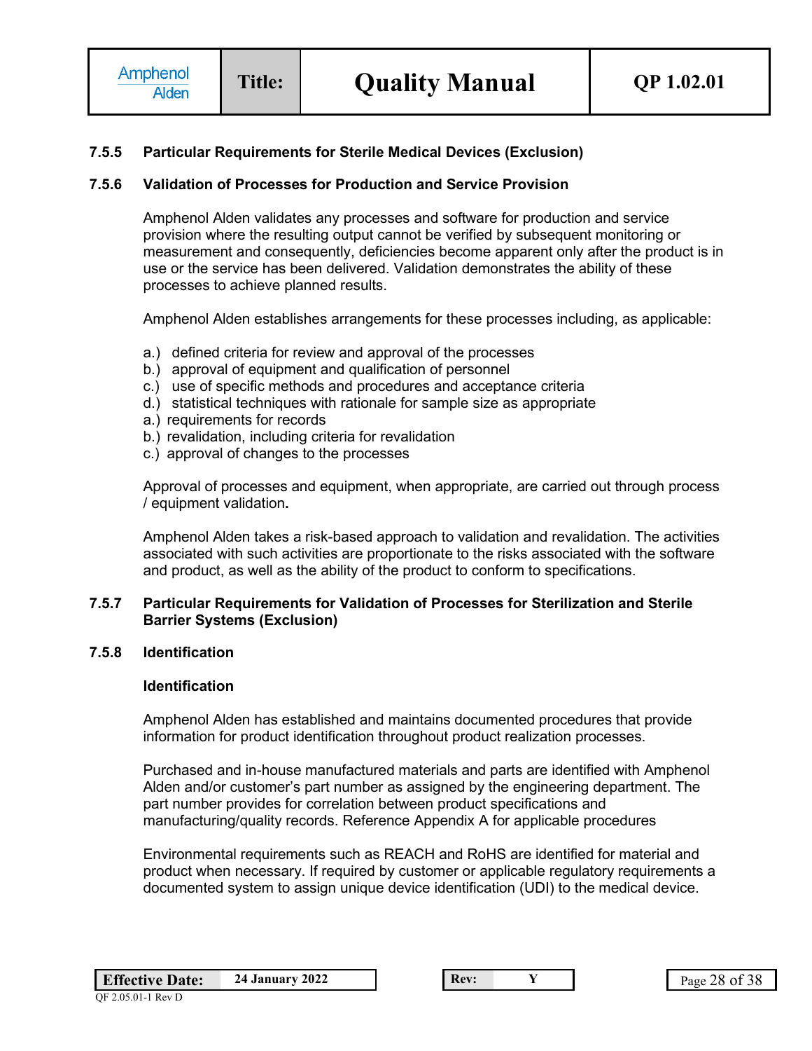### 7.5.5 Particular Requirements for Sterile Medical Devices (Exclusion)

### 7.5.6 Validation of Processes for Production and Service Provision

Amphenol Alden validates any processes and software for production and service provision where the resulting output cannot be verified by subsequent monitoring or measurement and consequently, deficiencies become apparent only after the product is in use or the service has been delivered. Validation demonstrates the ability of these processes to achieve planned results.

Amphenol Alden establishes arrangements for these processes including, as applicable:

a.) defined criteria for review and approval of the processes
b.) approval of equipment and qualification of personnel
c.) use of specific methods and procedures and acceptance criteria
d.) statistical techniques with rationale for sample size as appropriate
a.) requirements for records
b.) revalidation, including criteria for revalidation
c.) approval of changes to the processes

Approval of processes and equipment, when appropriate, are carried out through process / equipment validation**.**

Amphenol Alden takes a risk-based approach to validation and revalidation. The activities associated with such activities are proportionate to the risks associated with the software and product, as well as the ability of the product to conform to specifications.

### 7.5.7 Particular Requirements for Validation of Processes for Sterilization and Sterile Barrier Systems (Exclusion)

### 7.5.8 Identification

**Identification**

Amphenol Alden has established and maintains documented procedures that provide information for product identification throughout product realization processes.

Purchased and in-house manufactured materials and parts are identified with Amphenol Alden and/or customer's part number as assigned by the engineering department. The part number provides for correlation between product specifications and manufacturing/quality records. Reference Appendix A for applicable procedures

Environmental requirements such as REACH and RoHS are identified for material and product when necessary. If required by customer or applicable regulatory requirements a documented system to assign unique device identification (UDI) to the medical device.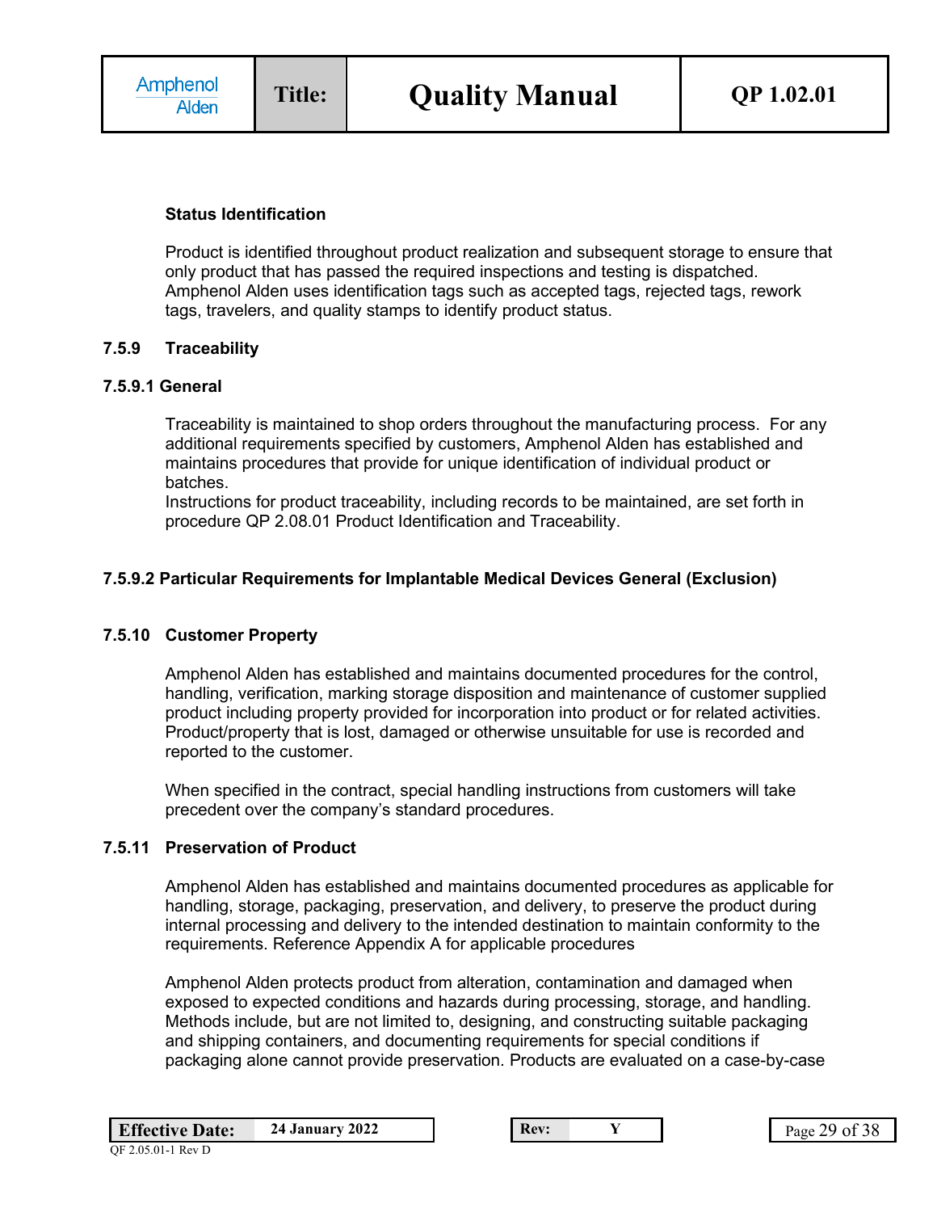**Status Identification**

Product is identified throughout product realization and subsequent storage to ensure that only product that has passed the required inspections and testing is dispatched. Amphenol Alden uses identification tags such as accepted tags, rejected tags, rework tags, travelers, and quality stamps to identify product status.

### 7.5.9 Traceability

#### 7.5.9.1 General

Traceability is maintained to shop orders throughout the manufacturing process. For any additional requirements specified by customers, Amphenol Alden has established and maintains procedures that provide for unique identification of individual product or batches.
Instructions for product traceability, including records to be maintained, are set forth in procedure QP 2.08.01 Product Identification and Traceability.

#### 7.5.9.2 Particular Requirements for Implantable Medical Devices General (Exclusion)

### 7.5.10 Customer Property

Amphenol Alden has established and maintains documented procedures for the control, handling, verification, marking storage disposition and maintenance of customer supplied product including property provided for incorporation into product or for related activities. Product/property that is lost, damaged or otherwise unsuitable for use is recorded and reported to the customer.

When specified in the contract, special handling instructions from customers will take precedent over the company's standard procedures.

### 7.5.11 Preservation of Product

Amphenol Alden has established and maintains documented procedures as applicable for handling, storage, packaging, preservation, and delivery, to preserve the product during internal processing and delivery to the intended destination to maintain conformity to the requirements. Reference Appendix A for applicable procedures

Amphenol Alden protects product from alteration, contamination and damaged when exposed to expected conditions and hazards during processing, storage, and handling. Methods include, but are not limited to, designing, and constructing suitable packaging and shipping containers, and documenting requirements for special conditions if packaging alone cannot provide preservation. Products are evaluated on a case-by-case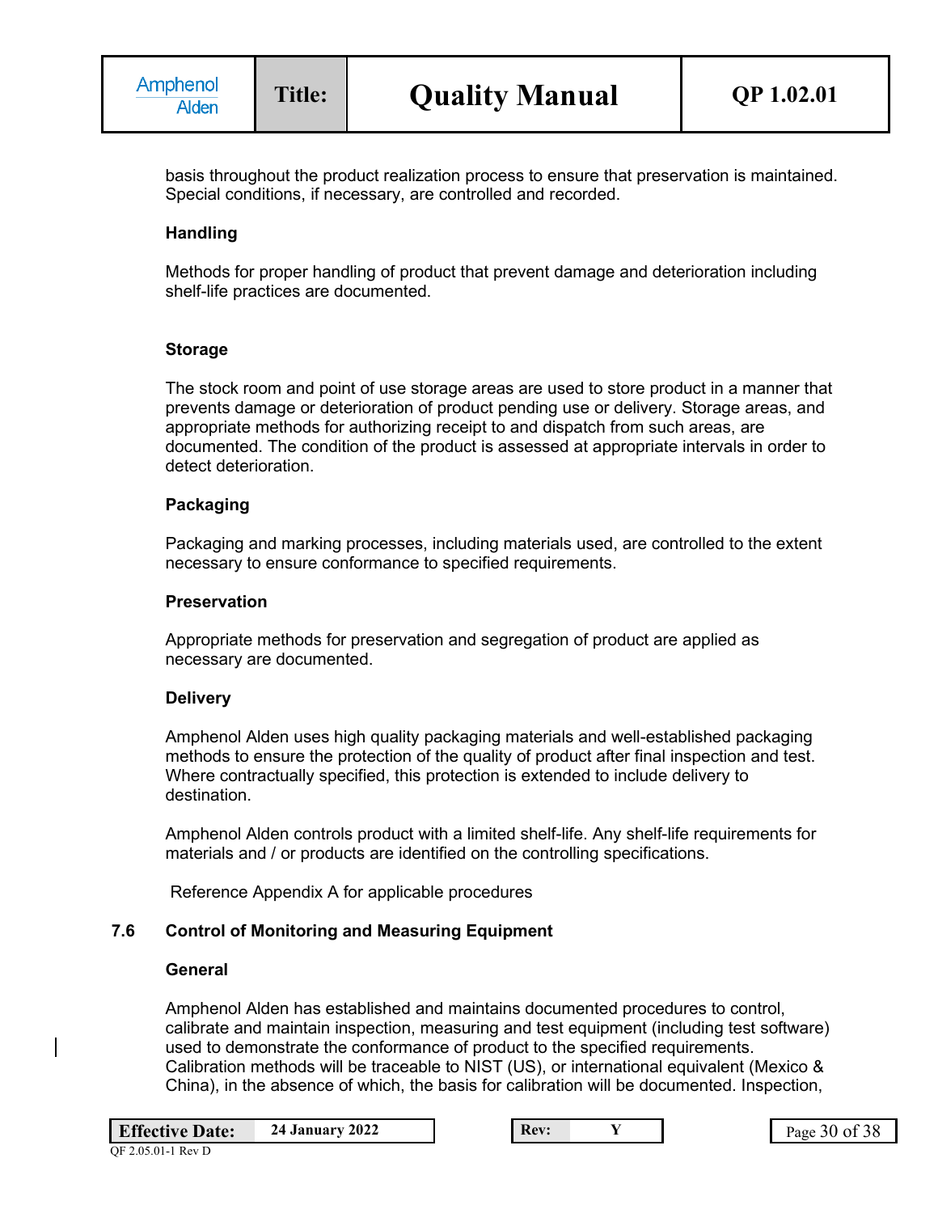basis throughout the product realization process to ensure that preservation is maintained. Special conditions, if necessary, are controlled and recorded.

**Handling**

Methods for proper handling of product that prevent damage and deterioration including shelf-life practices are documented.

**Storage**

The stock room and point of use storage areas are used to store product in a manner that prevents damage or deterioration of product pending use or delivery. Storage areas, and appropriate methods for authorizing receipt to and dispatch from such areas, are documented. The condition of the product is assessed at appropriate intervals in order to detect deterioration.

**Packaging**

Packaging and marking processes, including materials used, are controlled to the extent necessary to ensure conformance to specified requirements.

**Preservation**

Appropriate methods for preservation and segregation of product are applied as necessary are documented.

**Delivery**

Amphenol Alden uses high quality packaging materials and well-established packaging methods to ensure the protection of the quality of product after final inspection and test. Where contractually specified, this protection is extended to include delivery to destination.

Amphenol Alden controls product with a limited shelf-life. Any shelf-life requirements for materials and / or products are identified on the controlling specifications.

Reference Appendix A for applicable procedures

## 7.6 Control of Monitoring and Measuring Equipment

**General**

Amphenol Alden has established and maintains documented procedures to control, calibrate and maintain inspection, measuring and test equipment (including test software) used to demonstrate the conformance of product to the specified requirements. Calibration methods will be traceable to NIST (US), or international equivalent (Mexico & China), in the absence of which, the basis for calibration will be documented. Inspection,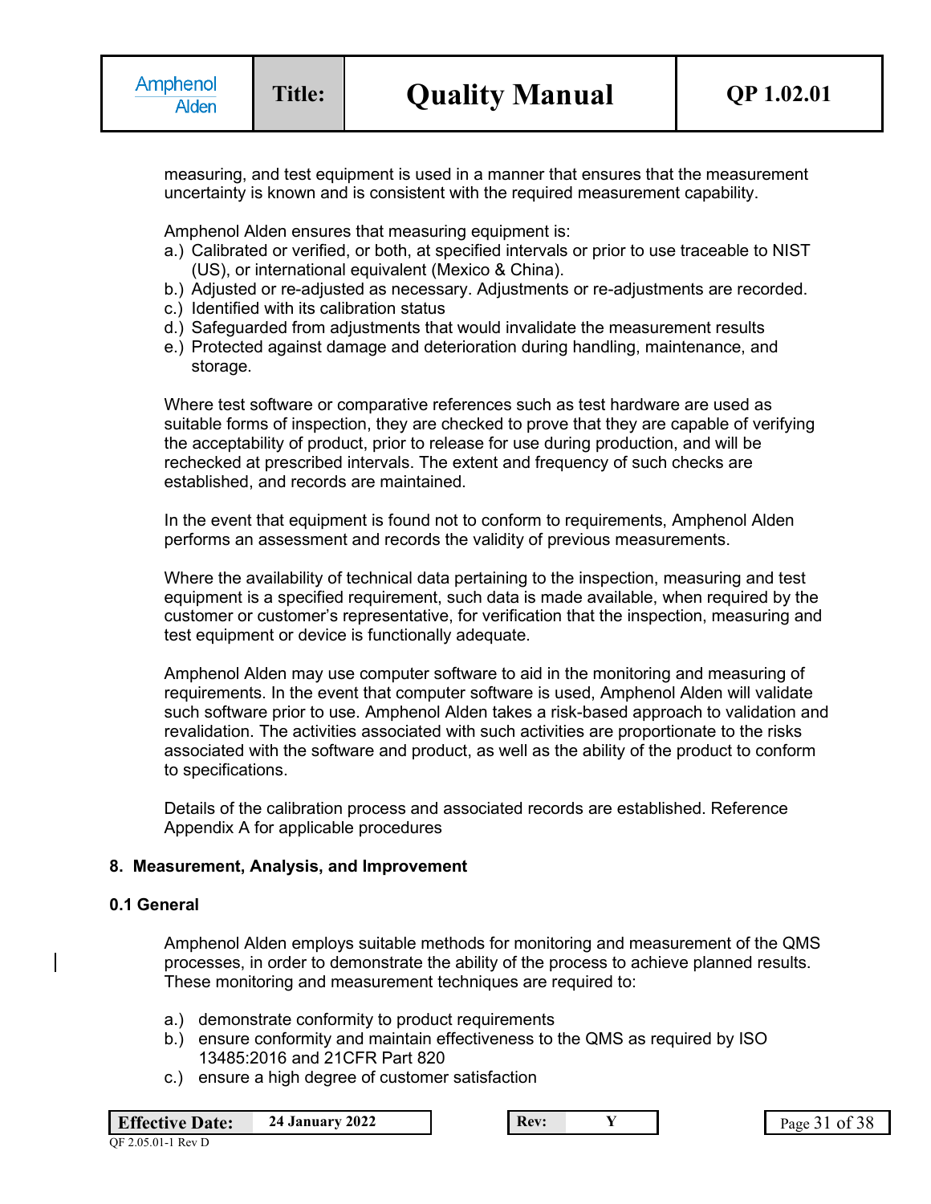measuring, and test equipment is used in a manner that ensures that the measurement uncertainty is known and is consistent with the required measurement capability.

Amphenol Alden ensures that measuring equipment is:

a.) Calibrated or verified, or both, at specified intervals or prior to use traceable to NIST (US), or international equivalent (Mexico & China).
b.) Adjusted or re-adjusted as necessary. Adjustments or re-adjustments are recorded.
c.) Identified with its calibration status
d.) Safeguarded from adjustments that would invalidate the measurement results
e.) Protected against damage and deterioration during handling, maintenance, and storage.

Where test software or comparative references such as test hardware are used as suitable forms of inspection, they are checked to prove that they are capable of verifying the acceptability of product, prior to release for use during production, and will be rechecked at prescribed intervals. The extent and frequency of such checks are established, and records are maintained.

In the event that equipment is found not to conform to requirements, Amphenol Alden performs an assessment and records the validity of previous measurements.

Where the availability of technical data pertaining to the inspection, measuring and test equipment is a specified requirement, such data is made available, when required by the customer or customer's representative, for verification that the inspection, measuring and test equipment or device is functionally adequate.

Amphenol Alden may use computer software to aid in the monitoring and measuring of requirements. In the event that computer software is used, Amphenol Alden will validate such software prior to use. Amphenol Alden takes a risk-based approach to validation and revalidation. The activities associated with such activities are proportionate to the risks associated with the software and product, as well as the ability of the product to conform to specifications.

Details of the calibration process and associated records are established. Reference Appendix A for applicable procedures

## 8. Measurement, Analysis, and Improvement

### 0.1 General

Amphenol Alden employs suitable methods for monitoring and measurement of the QMS processes, in order to demonstrate the ability of the process to achieve planned results. These monitoring and measurement techniques are required to:

a.) demonstrate conformity to product requirements
b.) ensure conformity and maintain effectiveness to the QMS as required by ISO 13485:2016 and 21CFR Part 820
c.) ensure a high degree of customer satisfaction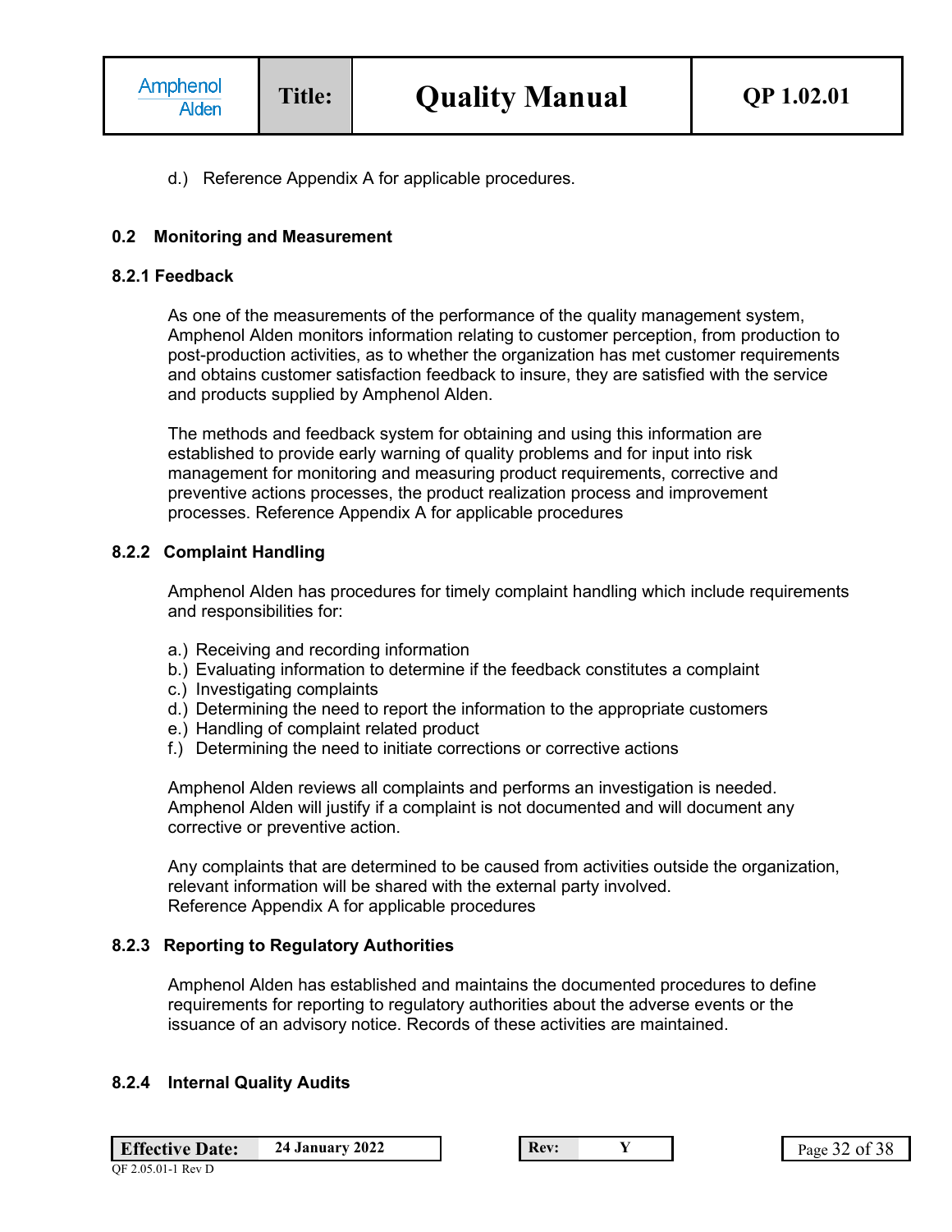d.) Reference Appendix A for applicable procedures.

## 0.2 Monitoring and Measurement

### 8.2.1 Feedback

As one of the measurements of the performance of the quality management system, Amphenol Alden monitors information relating to customer perception, from production to post-production activities, as to whether the organization has met customer requirements and obtains customer satisfaction feedback to insure, they are satisfied with the service and products supplied by Amphenol Alden.

The methods and feedback system for obtaining and using this information are established to provide early warning of quality problems and for input into risk management for monitoring and measuring product requirements, corrective and preventive actions processes, the product realization process and improvement processes. Reference Appendix A for applicable procedures

### 8.2.2 Complaint Handling

Amphenol Alden has procedures for timely complaint handling which include requirements and responsibilities for:

a.) Receiving and recording information
b.) Evaluating information to determine if the feedback constitutes a complaint
c.) Investigating complaints
d.) Determining the need to report the information to the appropriate customers
e.) Handling of complaint related product
f.) Determining the need to initiate corrections or corrective actions

Amphenol Alden reviews all complaints and performs an investigation is needed. Amphenol Alden will justify if a complaint is not documented and will document any corrective or preventive action.

Any complaints that are determined to be caused from activities outside the organization, relevant information will be shared with the external party involved.
Reference Appendix A for applicable procedures

### 8.2.3 Reporting to Regulatory Authorities

Amphenol Alden has established and maintains the documented procedures to define requirements for reporting to regulatory authorities about the adverse events or the issuance of an advisory notice. Records of these activities are maintained.

### 8.2.4 Internal Quality Audits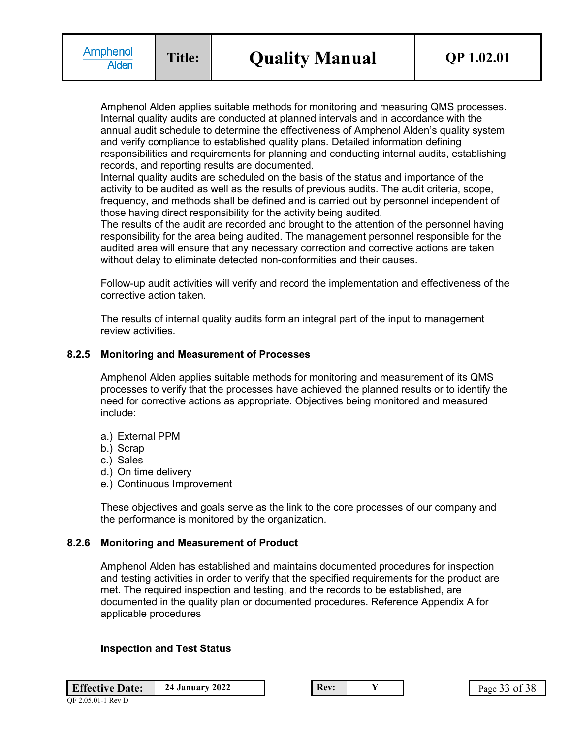Amphenol Alden applies suitable methods for monitoring and measuring QMS processes. Internal quality audits are conducted at planned intervals and in accordance with the annual audit schedule to determine the effectiveness of Amphenol Alden's quality system and verify compliance to established quality plans. Detailed information defining responsibilities and requirements for planning and conducting internal audits, establishing records, and reporting results are documented.
Internal quality audits are scheduled on the basis of the status and importance of the activity to be audited as well as the results of previous audits. The audit criteria, scope, frequency, and methods shall be defined and is carried out by personnel independent of those having direct responsibility for the activity being audited.
The results of the audit are recorded and brought to the attention of the personnel having responsibility for the area being audited. The management personnel responsible for the audited area will ensure that any necessary correction and corrective actions are taken without delay to eliminate detected non-conformities and their causes.

Follow-up audit activities will verify and record the implementation and effectiveness of the corrective action taken.

The results of internal quality audits form an integral part of the input to management review activities.

### 8.2.5 Monitoring and Measurement of Processes

Amphenol Alden applies suitable methods for monitoring and measurement of its QMS processes to verify that the processes have achieved the planned results or to identify the need for corrective actions as appropriate. Objectives being monitored and measured include:

a.) External PPM
b.) Scrap
c.) Sales
d.) On time delivery
e.) Continuous Improvement

These objectives and goals serve as the link to the core processes of our company and the performance is monitored by the organization.

### 8.2.6 Monitoring and Measurement of Product

Amphenol Alden has established and maintains documented procedures for inspection and testing activities in order to verify that the specified requirements for the product are met. The required inspection and testing, and the records to be established, are documented in the quality plan or documented procedures. Reference Appendix A for applicable procedures

**Inspection and Test Status**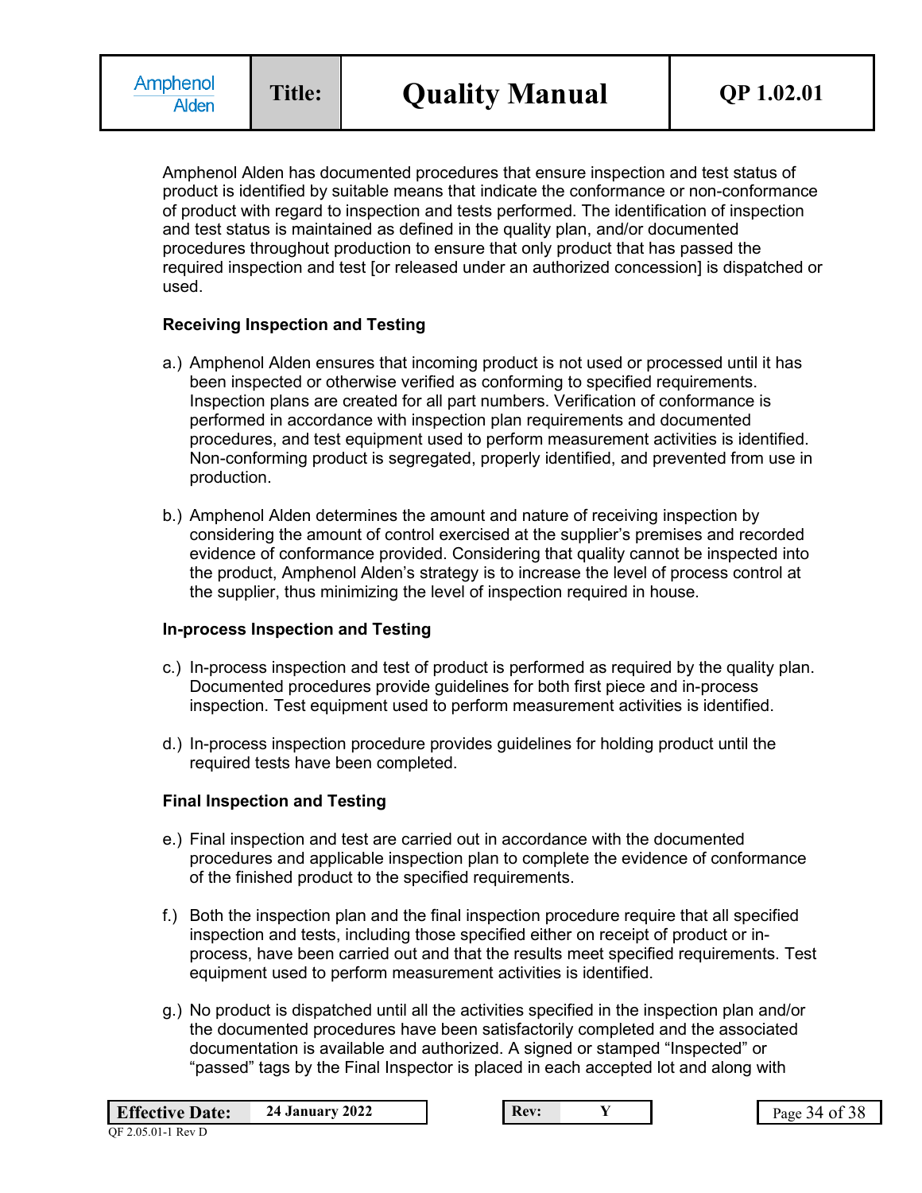Amphenol Alden has documented procedures that ensure inspection and test status of product is identified by suitable means that indicate the conformance or non-conformance of product with regard to inspection and tests performed. The identification of inspection and test status is maintained as defined in the quality plan, and/or documented procedures throughout production to ensure that only product that has passed the required inspection and test [or released under an authorized concession] is dispatched or used.

**Receiving Inspection and Testing**

a.) Amphenol Alden ensures that incoming product is not used or processed until it has been inspected or otherwise verified as conforming to specified requirements. Inspection plans are created for all part numbers. Verification of conformance is performed in accordance with inspection plan requirements and documented procedures, and test equipment used to perform measurement activities is identified. Non-conforming product is segregated, properly identified, and prevented from use in production.

b.) Amphenol Alden determines the amount and nature of receiving inspection by considering the amount of control exercised at the supplier's premises and recorded evidence of conformance provided. Considering that quality cannot be inspected into the product, Amphenol Alden's strategy is to increase the level of process control at the supplier, thus minimizing the level of inspection required in house.

**In-process Inspection and Testing**

c.) In-process inspection and test of product is performed as required by the quality plan. Documented procedures provide guidelines for both first piece and in-process inspection. Test equipment used to perform measurement activities is identified.

d.) In-process inspection procedure provides guidelines for holding product until the required tests have been completed.

**Final Inspection and Testing**

e.) Final inspection and test are carried out in accordance with the documented procedures and applicable inspection plan to complete the evidence of conformance of the finished product to the specified requirements.

f.) Both the inspection plan and the final inspection procedure require that all specified inspection and tests, including those specified either on receipt of product or in-process, have been carried out and that the results meet specified requirements. Test equipment used to perform measurement activities is identified.

g.) No product is dispatched until all the activities specified in the inspection plan and/or the documented procedures have been satisfactorily completed and the associated documentation is available and authorized. A signed or stamped "Inspected" or "passed" tags by the Final Inspector is placed in each accepted lot and along with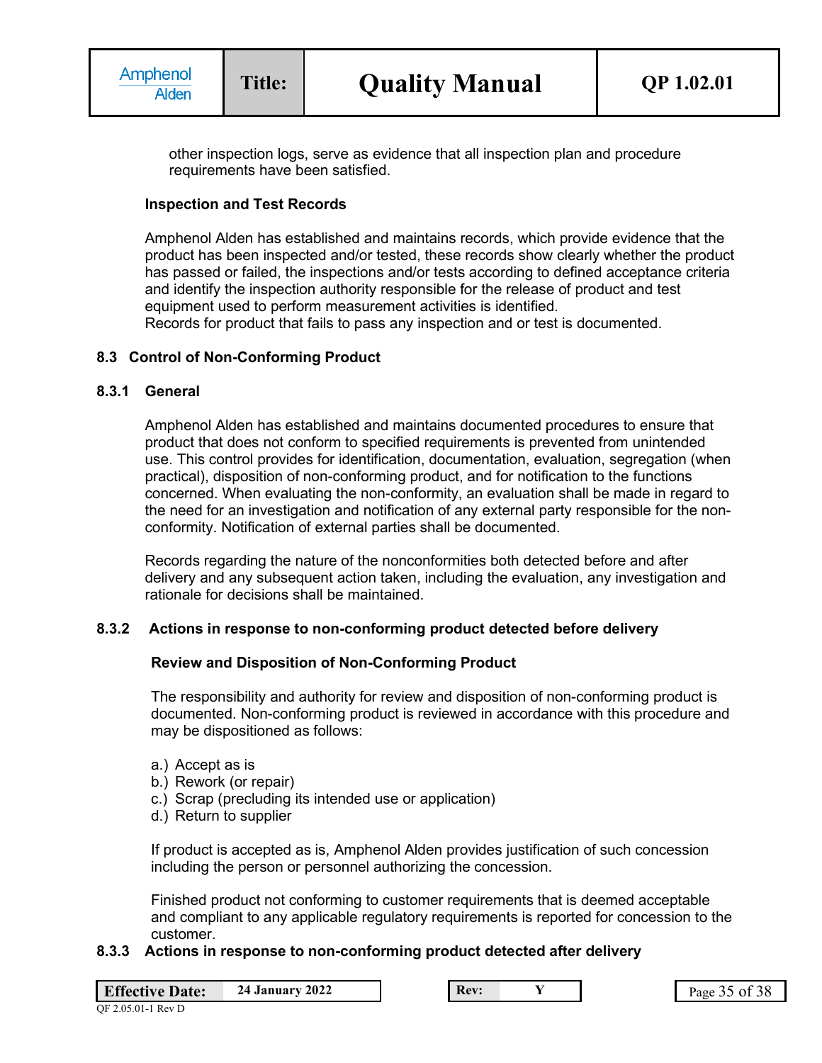other inspection logs, serve as evidence that all inspection plan and procedure requirements have been satisfied.

**Inspection and Test Records**

Amphenol Alden has established and maintains records, which provide evidence that the product has been inspected and/or tested, these records show clearly whether the product has passed or failed, the inspections and/or tests according to defined acceptance criteria and identify the inspection authority responsible for the release of product and test equipment used to perform measurement activities is identified.
Records for product that fails to pass any inspection and or test is documented.

## 8.3 Control of Non-Conforming Product

### 8.3.1 General

Amphenol Alden has established and maintains documented procedures to ensure that product that does not conform to specified requirements is prevented from unintended use. This control provides for identification, documentation, evaluation, segregation (when practical), disposition of non-conforming product, and for notification to the functions concerned. When evaluating the non-conformity, an evaluation shall be made in regard to the need for an investigation and notification of any external party responsible for the non-conformity. Notification of external parties shall be documented.

Records regarding the nature of the nonconformities both detected before and after delivery and any subsequent action taken, including the evaluation, any investigation and rationale for decisions shall be maintained.

### 8.3.2 Actions in response to non-conforming product detected before delivery

**Review and Disposition of Non-Conforming Product**

The responsibility and authority for review and disposition of non-conforming product is documented. Non-conforming product is reviewed in accordance with this procedure and may be dispositioned as follows:

a.) Accept as is
b.) Rework (or repair)
c.) Scrap (precluding its intended use or application)
d.) Return to supplier

If product is accepted as is, Amphenol Alden provides justification of such concession including the person or personnel authorizing the concession.

Finished product not conforming to customer requirements that is deemed acceptable and compliant to any applicable regulatory requirements is reported for concession to the customer.

### 8.3.3 Actions in response to non-conforming product detected after delivery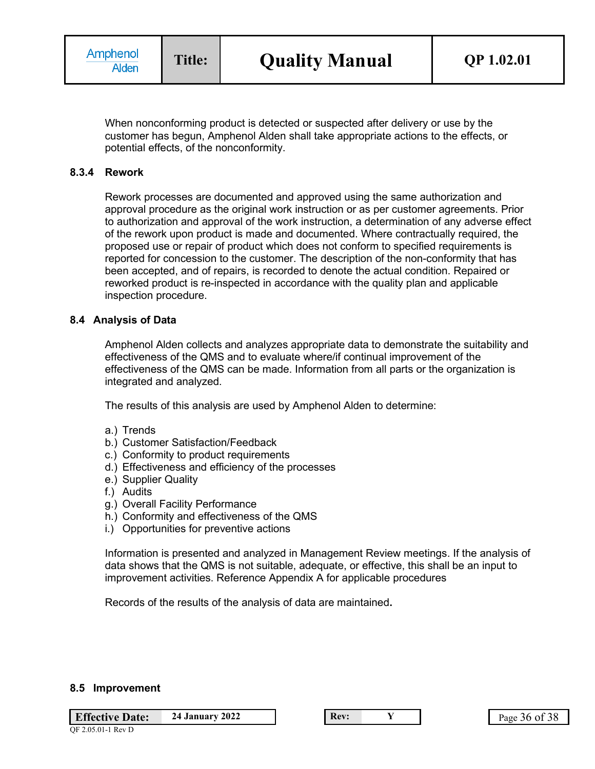When nonconforming product is detected or suspected after delivery or use by the customer has begun, Amphenol Alden shall take appropriate actions to the effects, or potential effects, of the nonconformity.

### 8.3.4 Rework

Rework processes are documented and approved using the same authorization and approval procedure as the original work instruction or as per customer agreements. Prior to authorization and approval of the work instruction, a determination of any adverse effect of the rework upon product is made and documented. Where contractually required, the proposed use or repair of product which does not conform to specified requirements is reported for concession to the customer. The description of the non-conformity that has been accepted, and of repairs, is recorded to denote the actual condition. Repaired or reworked product is re-inspected in accordance with the quality plan and applicable inspection procedure.

## 8.4 Analysis of Data

Amphenol Alden collects and analyzes appropriate data to demonstrate the suitability and effectiveness of the QMS and to evaluate where/if continual improvement of the effectiveness of the QMS can be made. Information from all parts or the organization is integrated and analyzed.

The results of this analysis are used by Amphenol Alden to determine:

a.) Trends
b.) Customer Satisfaction/Feedback
c.) Conformity to product requirements
d.) Effectiveness and efficiency of the processes
e.) Supplier Quality
f.) Audits
g.) Overall Facility Performance
h.) Conformity and effectiveness of the QMS
i.) Opportunities for preventive actions

Information is presented and analyzed in Management Review meetings. If the analysis of data shows that the QMS is not suitable, adequate, or effective, this shall be an input to improvement activities. Reference Appendix A for applicable procedures

Records of the results of the analysis of data are maintained**.**

## 8.5 Improvement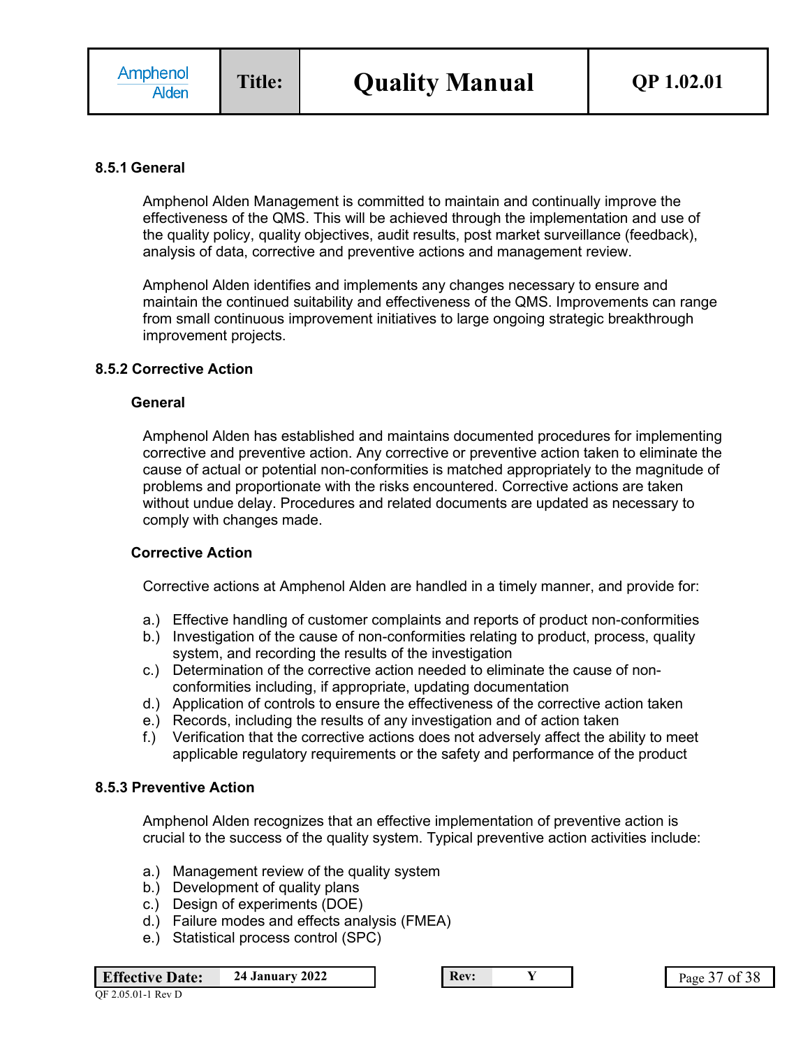### 8.5.1 General

Amphenol Alden Management is committed to maintain and continually improve the effectiveness of the QMS. This will be achieved through the implementation and use of the quality policy, quality objectives, audit results, post market surveillance (feedback), analysis of data, corrective and preventive actions and management review.

Amphenol Alden identifies and implements any changes necessary to ensure and maintain the continued suitability and effectiveness of the QMS. Improvements can range from small continuous improvement initiatives to large ongoing strategic breakthrough improvement projects.

### 8.5.2 Corrective Action

#### General

Amphenol Alden has established and maintains documented procedures for implementing corrective and preventive action. Any corrective or preventive action taken to eliminate the cause of actual or potential non-conformities is matched appropriately to the magnitude of problems and proportionate with the risks encountered. Corrective actions are taken without undue delay. Procedures and related documents are updated as necessary to comply with changes made.

#### Corrective Action

Corrective actions at Amphenol Alden are handled in a timely manner, and provide for:

a.) Effective handling of customer complaints and reports of product non-conformities
b.) Investigation of the cause of non-conformities relating to product, process, quality system, and recording the results of the investigation
c.) Determination of the corrective action needed to eliminate the cause of non-conformities including, if appropriate, updating documentation
d.) Application of controls to ensure the effectiveness of the corrective action taken
e.) Records, including the results of any investigation and of action taken
f.) Verification that the corrective actions does not adversely affect the ability to meet applicable regulatory requirements or the safety and performance of the product

### 8.5.3 Preventive Action

Amphenol Alden recognizes that an effective implementation of preventive action is crucial to the success of the quality system. Typical preventive action activities include:

a.) Management review of the quality system
b.) Development of quality plans
c.) Design of experiments (DOE)
d.) Failure modes and effects analysis (FMEA)
e.) Statistical process control (SPC)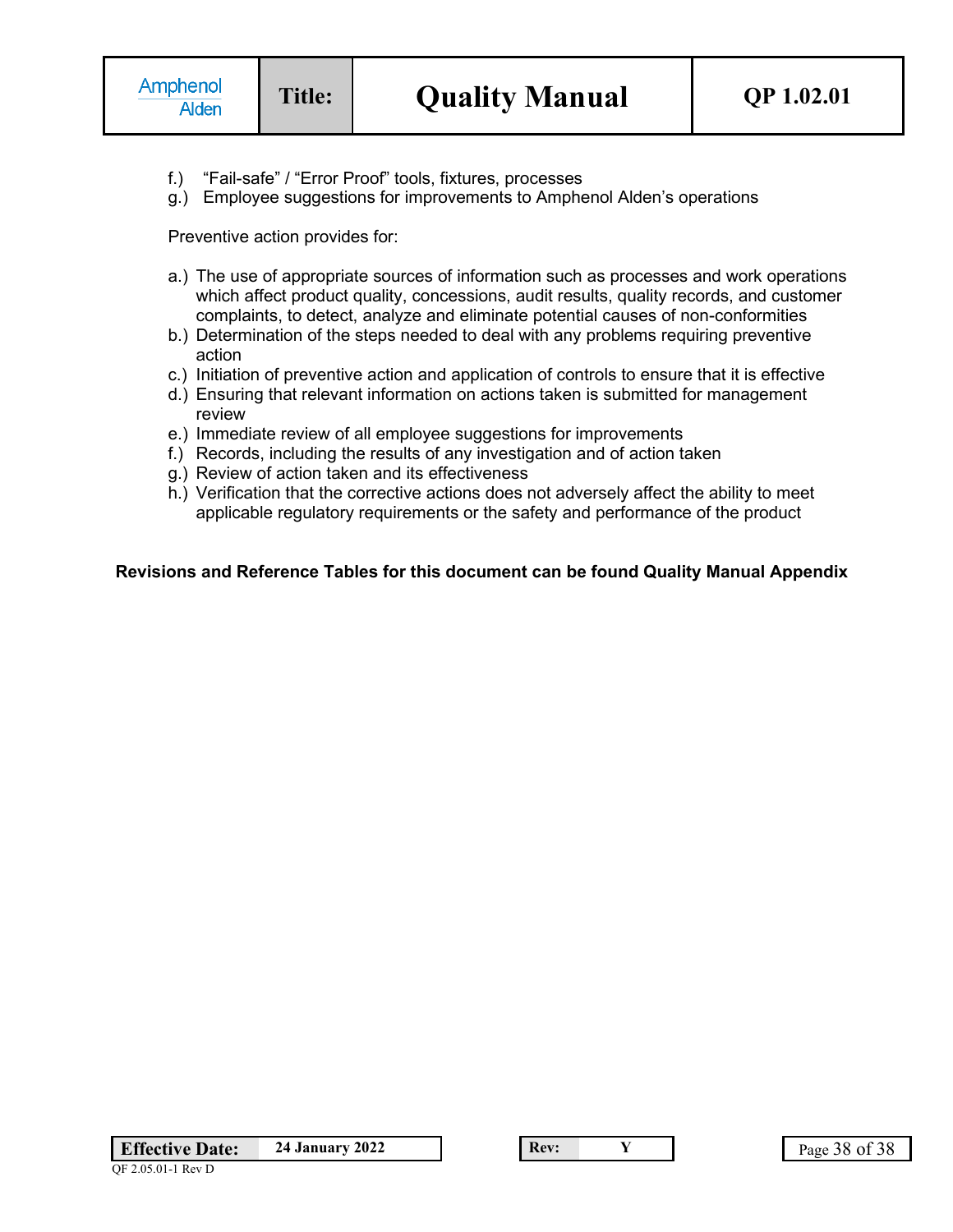f.) "Fail-safe" / "Error Proof" tools, fixtures, processes
g.) Employee suggestions for improvements to Amphenol Alden's operations

Preventive action provides for:

a.) The use of appropriate sources of information such as processes and work operations which affect product quality, concessions, audit results, quality records, and customer complaints, to detect, analyze and eliminate potential causes of non-conformities
b.) Determination of the steps needed to deal with any problems requiring preventive action
c.) Initiation of preventive action and application of controls to ensure that it is effective
d.) Ensuring that relevant information on actions taken is submitted for management review
e.) Immediate review of all employee suggestions for improvements
f.) Records, including the results of any investigation and of action taken
g.) Review of action taken and its effectiveness
h.) Verification that the corrective actions does not adversely affect the ability to meet applicable regulatory requirements or the safety and performance of the product

**Revisions and Reference Tables for this document can be found Quality Manual Appendix**